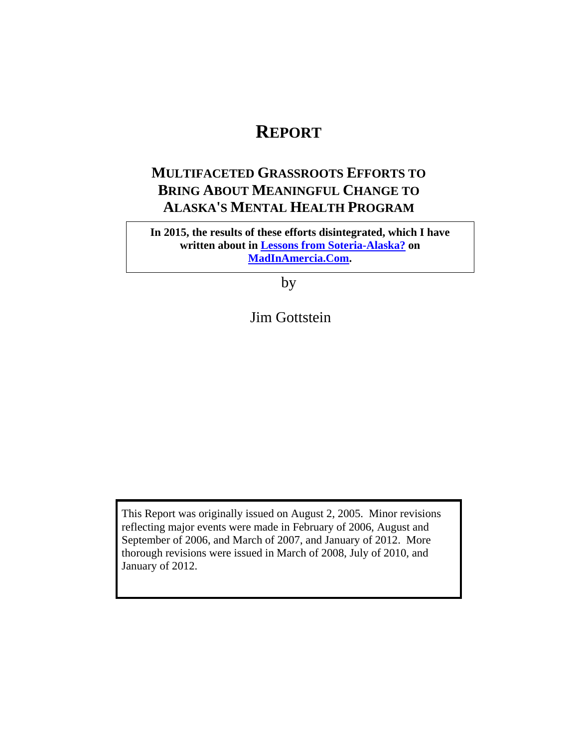# REPORT

## MULTIFACETED GRASSROOTS EFFORTS TO BRING ABOUT MEANINGFUL CHANGE TO ALASKA'S MENTAL HEALTH PROGRAM

**In 2015, the results of these efforts disintegrated, which I have written about in Lessons from Soteria-Alaska? on MadInAmercia.Com.**

by

Jim Gottstein

This Report was originally issued on August 2, 2005. Minor revisions reflecting major events were made in February of 2006, August and September of 2006, and March of 2007, and January of 2012. More thorough revisions were issued in March of 2008, July of 2010, and January of 2012.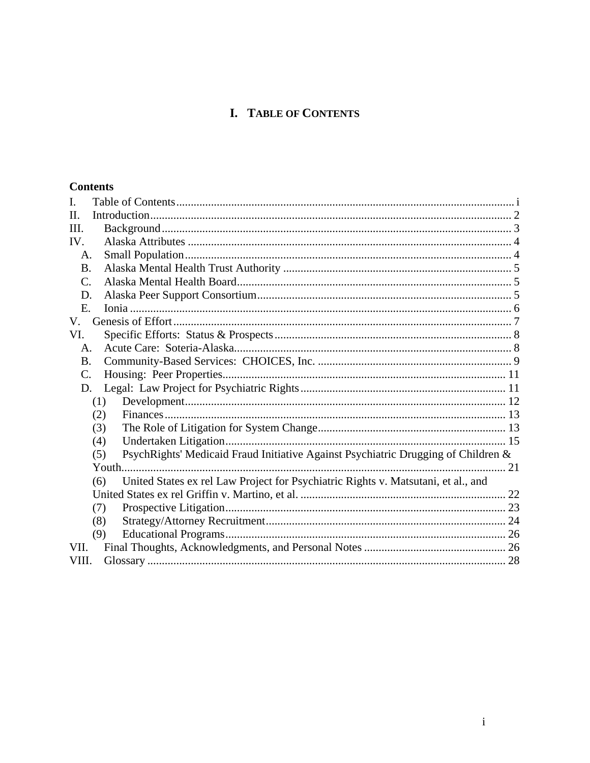# I. TABLE OF CONTENTS

**Contents**

I. Table of Contents .................... i
II. Introduction .................... 2
III. Background .................... 3
IV. Alaska Attributes .................... 4
  A. Small Population .................... 4
  B. Alaska Mental Health Trust Authority .................... 5
  C. Alaska Mental Health Board .................... 5
  D. Alaska Peer Support Consortium .................... 5
  E. Ionia .................... 6
V. Genesis of Effort .................... 7
VI. Specific Efforts: Status & Prospects .................... 8
  A. Acute Care: Soteria-Alaska .................... 8
  B. Community-Based Services: CHOICES, Inc. .................... 9
  C. Housing: Peer Properties .................... 11
  D. Legal: Law Project for Psychiatric Rights .................... 11
    (1) Development .................... 12
    (2) Finances .................... 13
    (3) The Role of Litigation for System Change .................... 13
    (4) Undertaken Litigation .................... 15
    (5) PsychRights' Medicaid Fraud Initiative Against Psychiatric Drugging of Children & Youth .................... 21
    (6) United States ex rel Law Project for Psychiatric Rights v. Matsutani, et al., and United States ex rel Griffin v. Martino, et al. .................... 22
    (7) Prospective Litigation .................... 23
    (8) Strategy/Attorney Recruitment .................... 24
    (9) Educational Programs .................... 26
VII. Final Thoughts, Acknowledgments, and Personal Notes .................... 26
VIII. Glossary .................... 28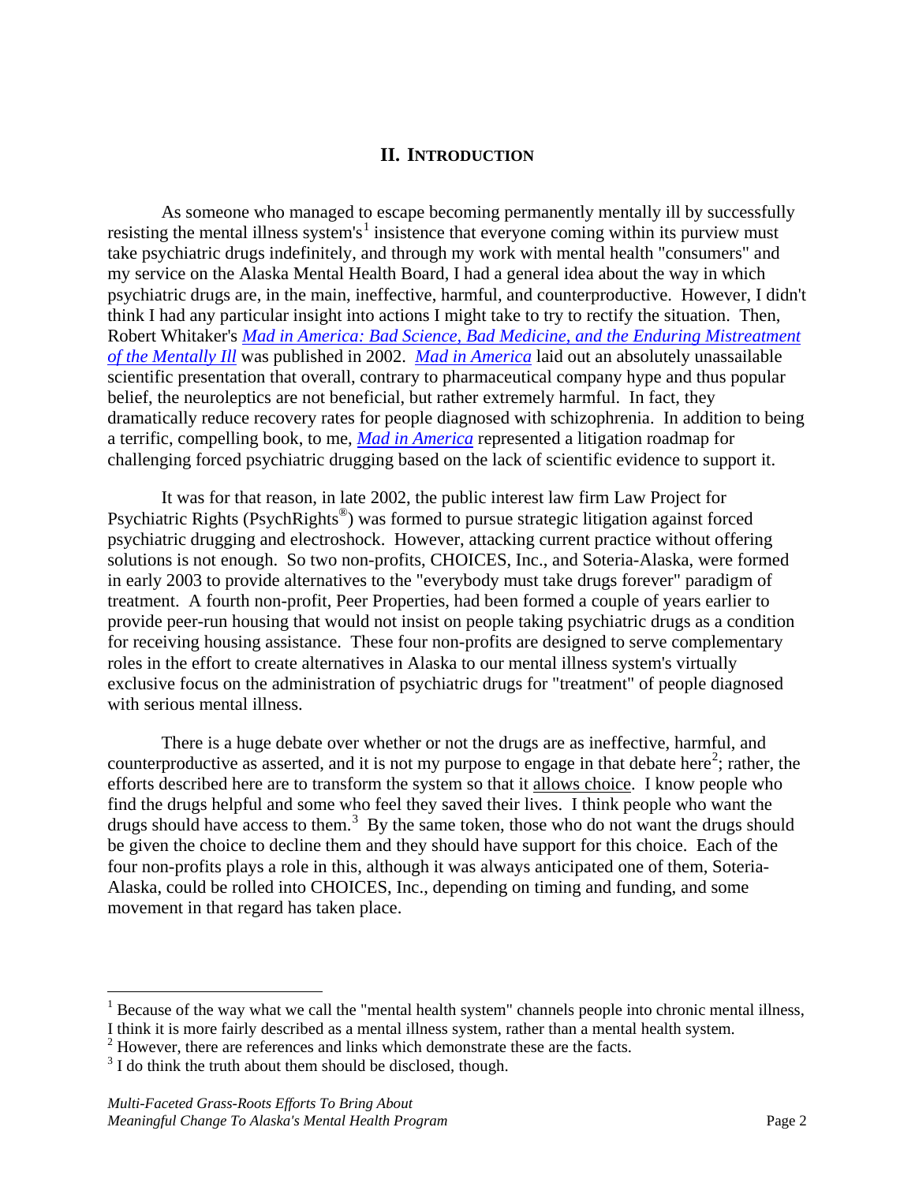## II. INTRODUCTION

As someone who managed to escape becoming permanently mentally ill by successfully resisting the mental illness system's[1] insistence that everyone coming within its purview must take psychiatric drugs indefinitely, and through my work with mental health "consumers" and my service on the Alaska Mental Health Board, I had a general idea about the way in which psychiatric drugs are, in the main, ineffective, harmful, and counterproductive. However, I didn't think I had any particular insight into actions I might take to try to rectify the situation. Then, Robert Whitaker's *Mad in America: Bad Science, Bad Medicine, and the Enduring Mistreatment of the Mentally Ill* was published in 2002. *Mad in America* laid out an absolutely unassailable scientific presentation that overall, contrary to pharmaceutical company hype and thus popular belief, the neuroleptics are not beneficial, but rather extremely harmful. In fact, they dramatically reduce recovery rates for people diagnosed with schizophrenia. In addition to being a terrific, compelling book, to me, *Mad in America* represented a litigation roadmap for challenging forced psychiatric drugging based on the lack of scientific evidence to support it.

It was for that reason, in late 2002, the public interest law firm Law Project for Psychiatric Rights (PsychRights®) was formed to pursue strategic litigation against forced psychiatric drugging and electroshock. However, attacking current practice without offering solutions is not enough. So two non-profits, CHOICES, Inc., and Soteria-Alaska, were formed in early 2003 to provide alternatives to the "everybody must take drugs forever" paradigm of treatment. A fourth non-profit, Peer Properties, had been formed a couple of years earlier to provide peer-run housing that would not insist on people taking psychiatric drugs as a condition for receiving housing assistance. These four non-profits are designed to serve complementary roles in the effort to create alternatives in Alaska to our mental illness system's virtually exclusive focus on the administration of psychiatric drugs for "treatment" of people diagnosed with serious mental illness.

There is a huge debate over whether or not the drugs are as ineffective, harmful, and counterproductive as asserted, and it is not my purpose to engage in that debate here[2]; rather, the efforts described here are to transform the system so that it allows choice. I know people who find the drugs helpful and some who feel they saved their lives. I think people who want the drugs should have access to them.[3] By the same token, those who do not want the drugs should be given the choice to decline them and they should have support for this choice. Each of the four non-profits plays a role in this, although it was always anticipated one of them, Soteria-Alaska, could be rolled into CHOICES, Inc., depending on timing and funding, and some movement in that regard has taken place.

---

[1] Because of the way what we call the "mental health system" channels people into chronic mental illness, I think it is more fairly described as a mental illness system, rather than a mental health system.

[2] However, there are references and links which demonstrate these are the facts.

[3] I do think the truth about them should be disclosed, though.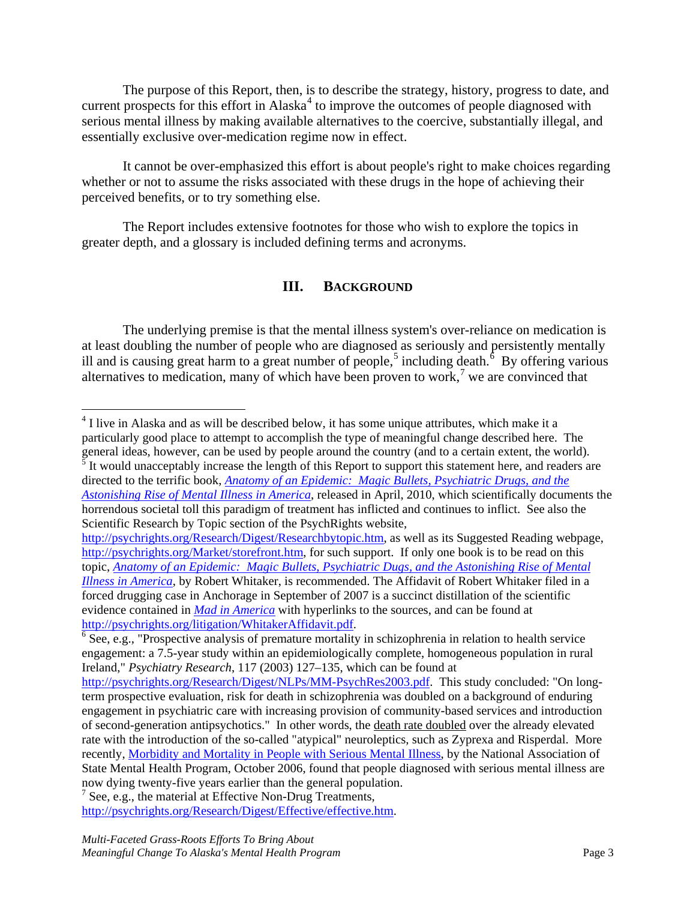The purpose of this Report, then, is to describe the strategy, history, progress to date, and current prospects for this effort in Alaska[4] to improve the outcomes of people diagnosed with serious mental illness by making available alternatives to the coercive, substantially illegal, and essentially exclusive over-medication regime now in effect.

It cannot be over-emphasized this effort is about people's right to make choices regarding whether or not to assume the risks associated with these drugs in the hope of achieving their perceived benefits, or to try something else.

The Report includes extensive footnotes for those who wish to explore the topics in greater depth, and a glossary is included defining terms and acronyms.

## III. Background

The underlying premise is that the mental illness system's over-reliance on medication is at least doubling the number of people who are diagnosed as seriously and persistently mentally ill and is causing great harm to a great number of people,[5] including death.[6] By offering various alternatives to medication, many of which have been proven to work,[7] we are convinced that

---

[4] I live in Alaska and as will be described below, it has some unique attributes, which make it a particularly good place to attempt to accomplish the type of meaningful change described here. The general ideas, however, can be used by people around the country (and to a certain extent, the world).

[5] It would unacceptably increase the length of this Report to support this statement here, and readers are directed to the terrific book, *Anatomy of an Epidemic: Magic Bullets, Psychiatric Drugs, and the Astonishing Rise of Mental Illness in America*, released in April, 2010, which scientifically documents the horrendous societal toll this paradigm of treatment has inflicted and continues to inflict. See also the Scientific Research by Topic section of the PsychRights website, http://psychrights.org/Research/Digest/Researchbytopic.htm, as well as its Suggested Reading webpage, http://psychrights.org/Market/storefront.htm, for such support. If only one book is to be read on this topic, *Anatomy of an Epidemic: Magic Bullets, Psychiatric Dugs, and the Astonishing Rise of Mental Illness in America*, by Robert Whitaker, is recommended. The Affidavit of Robert Whitaker filed in a forced drugging case in Anchorage in September of 2007 is a succinct distillation of the scientific evidence contained in *Mad in America* with hyperlinks to the sources, and can be found at http://psychrights.org/litigation/WhitakerAffidavit.pdf.

[6] See, e.g., "Prospective analysis of premature mortality in schizophrenia in relation to health service engagement: a 7.5-year study within an epidemiologically complete, homogeneous population in rural Ireland," *Psychiatry Research*, 117 (2003) 127–135, which can be found at http://psychrights.org/Research/Digest/NLPs/MM-PsychRes2003.pdf. This study concluded: "On long-term prospective evaluation, risk for death in schizophrenia was doubled on a background of enduring engagement in psychiatric care with increasing provision of community-based services and introduction of second-generation antipsychotics." In other words, the death rate doubled over the already elevated rate with the introduction of the so-called "atypical" neuroleptics, such as Zyprexa and Risperdal. More recently, Morbidity and Mortality in People with Serious Mental Illness, by the National Association of State Mental Health Program, October 2006, found that people diagnosed with serious mental illness are now dying twenty-five years earlier than the general population.

[7] See, e.g., the material at Effective Non-Drug Treatments, http://psychrights.org/Research/Digest/Effective/effective.htm.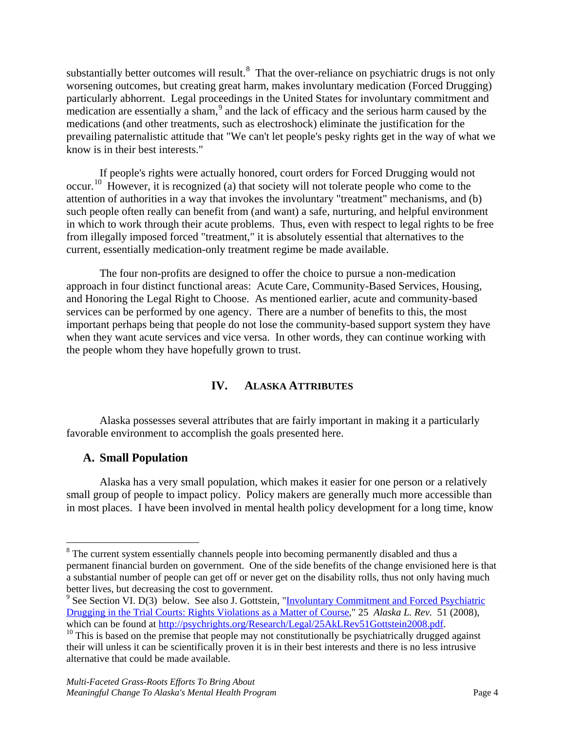substantially better outcomes will result.[8] That the over-reliance on psychiatric drugs is not only worsening outcomes, but creating great harm, makes involuntary medication (Forced Drugging) particularly abhorrent. Legal proceedings in the United States for involuntary commitment and medication are essentially a sham,[9] and the lack of efficacy and the serious harm caused by the medications (and other treatments, such as electroshock) eliminate the justification for the prevailing paternalistic attitude that "We can't let people's pesky rights get in the way of what we know is in their best interests."

If people's rights were actually honored, court orders for Forced Drugging would not occur.[10] However, it is recognized (a) that society will not tolerate people who come to the attention of authorities in a way that invokes the involuntary "treatment" mechanisms, and (b) such people often really can benefit from (and want) a safe, nurturing, and helpful environment in which to work through their acute problems. Thus, even with respect to legal rights to be free from illegally imposed forced "treatment," it is absolutely essential that alternatives to the current, essentially medication-only treatment regime be made available.

The four non-profits are designed to offer the choice to pursue a non-medication approach in four distinct functional areas: Acute Care, Community-Based Services, Housing, and Honoring the Legal Right to Choose. As mentioned earlier, acute and community-based services can be performed by one agency. There are a number of benefits to this, the most important perhaps being that people do not lose the community-based support system they have when they want acute services and vice versa. In other words, they can continue working with the people whom they have hopefully grown to trust.

## IV. ALASKA ATTRIBUTES

Alaska possesses several attributes that are fairly important in making it a particularly favorable environment to accomplish the goals presented here.

### A. Small Population

Alaska has a very small population, which makes it easier for one person or a relatively small group of people to impact policy. Policy makers are generally much more accessible than in most places. I have been involved in mental health policy development for a long time, know

---

[8] The current system essentially channels people into becoming permanently disabled and thus a permanent financial burden on government. One of the side benefits of the change envisioned here is that a substantial number of people can get off or never get on the disability rolls, thus not only having much better lives, but decreasing the cost to government.

[9] See Section VI. D(3) below. See also J. Gottstein, "[Involuntary Commitment and Forced Psychiatric Drugging in the Trial Courts: Rights Violations as a Matter of Course](http://psychrights.org/Research/Legal/25AkLRev51Gottstein2008.pdf)," 25 *Alaska L. Rev.* 51 (2008), which can be found at [http://psychrights.org/Research/Legal/25AkLRev51Gottstein2008.pdf](http://psychrights.org/Research/Legal/25AkLRev51Gottstein2008.pdf).

[10] This is based on the premise that people may not constitutionally be psychiatrically drugged against their will unless it can be scientifically proven it is in their best interests and there is no less intrusive alternative that could be made available.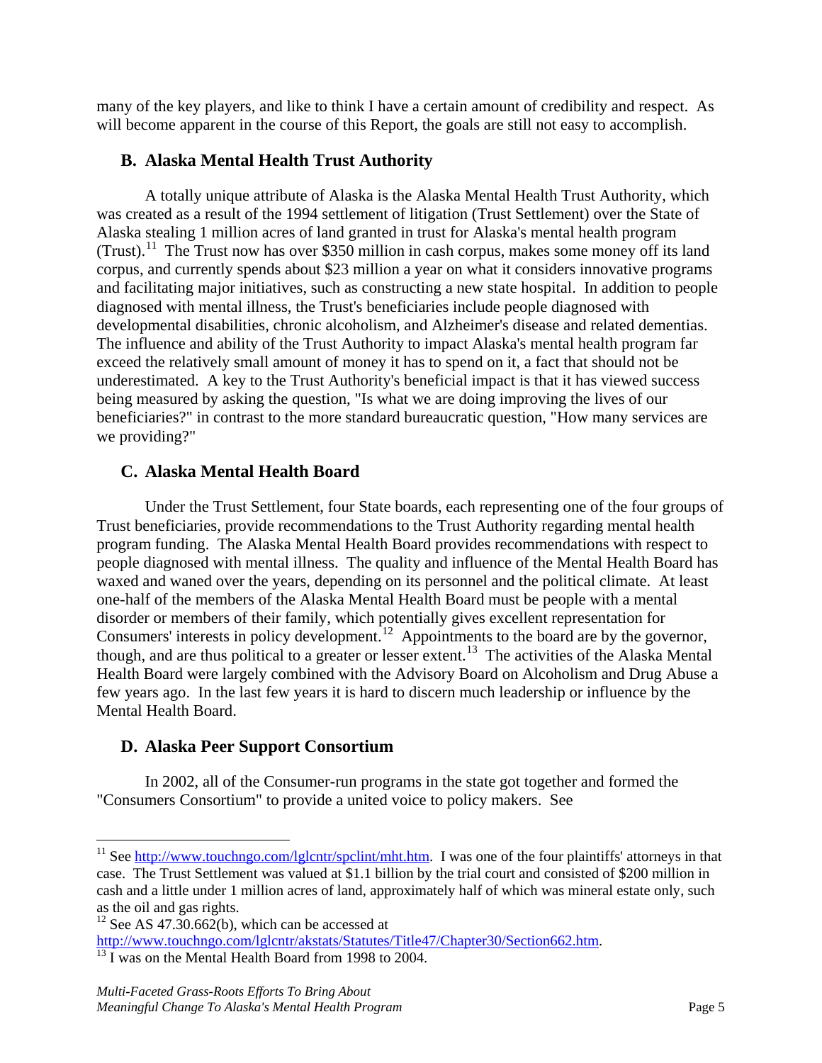many of the key players, and like to think I have a certain amount of credibility and respect. As will become apparent in the course of this Report, the goals are still not easy to accomplish.

## B. Alaska Mental Health Trust Authority

A totally unique attribute of Alaska is the Alaska Mental Health Trust Authority, which was created as a result of the 1994 settlement of litigation (Trust Settlement) over the State of Alaska stealing 1 million acres of land granted in trust for Alaska's mental health program (Trust).[11] The Trust now has over $350 million in cash corpus, makes some money off its land corpus, and currently spends about $23 million a year on what it considers innovative programs and facilitating major initiatives, such as constructing a new state hospital. In addition to people diagnosed with mental illness, the Trust's beneficiaries include people diagnosed with developmental disabilities, chronic alcoholism, and Alzheimer's disease and related dementias. The influence and ability of the Trust Authority to impact Alaska's mental health program far exceed the relatively small amount of money it has to spend on it, a fact that should not be underestimated. A key to the Trust Authority's beneficial impact is that it has viewed success being measured by asking the question, "Is what we are doing improving the lives of our beneficiaries?" in contrast to the more standard bureaucratic question, "How many services are we providing?"

## C. Alaska Mental Health Board

Under the Trust Settlement, four State boards, each representing one of the four groups of Trust beneficiaries, provide recommendations to the Trust Authority regarding mental health program funding. The Alaska Mental Health Board provides recommendations with respect to people diagnosed with mental illness. The quality and influence of the Mental Health Board has waxed and waned over the years, depending on its personnel and the political climate. At least one-half of the members of the Alaska Mental Health Board must be people with a mental disorder or members of their family, which potentially gives excellent representation for Consumers' interests in policy development.[12] Appointments to the board are by the governor, though, and are thus political to a greater or lesser extent.[13] The activities of the Alaska Mental Health Board were largely combined with the Advisory Board on Alcoholism and Drug Abuse a few years ago. In the last few years it is hard to discern much leadership or influence by the Mental Health Board.

## D. Alaska Peer Support Consortium

In 2002, all of the Consumer-run programs in the state got together and formed the "Consumers Consortium" to provide a united voice to policy makers. See

---

[11] See http://www.touchngo.com/lglcntr/spclint/mht.htm. I was one of the four plaintiffs' attorneys in that case. The Trust Settlement was valued at $1.1 billion by the trial court and consisted of $200 million in cash and a little under 1 million acres of land, approximately half of which was mineral estate only, such as the oil and gas rights.

[12] See AS 47.30.662(b), which can be accessed at http://www.touchngo.com/lglcntr/akstats/Statutes/Title47/Chapter30/Section662.htm.

[13] I was on the Mental Health Board from 1998 to 2004.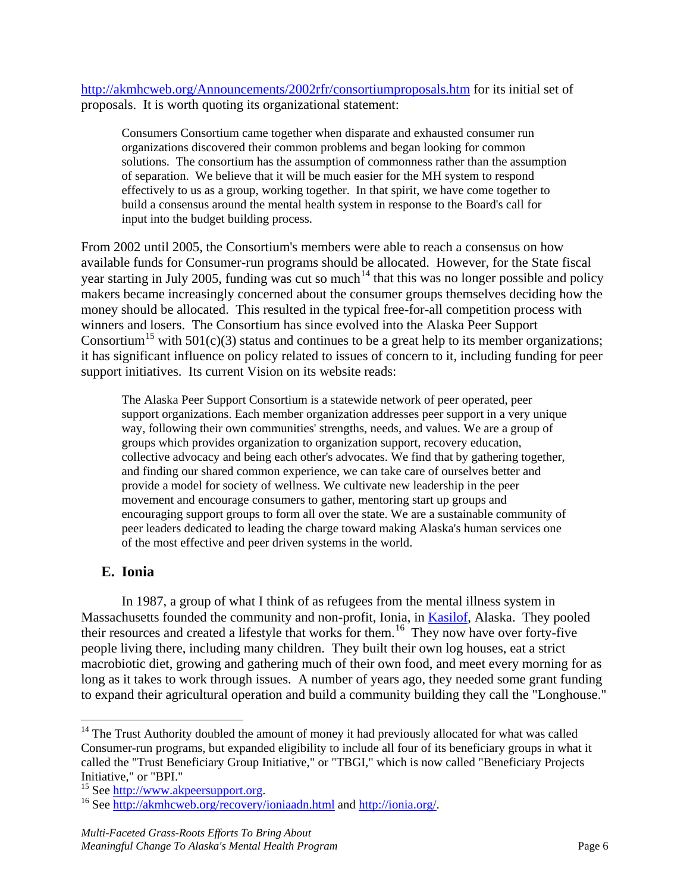http://akmhcweb.org/Announcements/2002rfr/consortiumproposals.htm for its initial set of proposals. It is worth quoting its organizational statement:

> Consumers Consortium came together when disparate and exhausted consumer run organizations discovered their common problems and began looking for common solutions. The consortium has the assumption of commonness rather than the assumption of separation. We believe that it will be much easier for the MH system to respond effectively to us as a group, working together. In that spirit, we have come together to build a consensus around the mental health system in response to the Board's call for input into the budget building process.

From 2002 until 2005, the Consortium's members were able to reach a consensus on how available funds for Consumer-run programs should be allocated. However, for the State fiscal year starting in July 2005, funding was cut so much[14] that this was no longer possible and policy makers became increasingly concerned about the consumer groups themselves deciding how the money should be allocated. This resulted in the typical free-for-all competition process with winners and losers. The Consortium has since evolved into the Alaska Peer Support Consortium[15] with 501(c)(3) status and continues to be a great help to its member organizations; it has significant influence on policy related to issues of concern to it, including funding for peer support initiatives. Its current Vision on its website reads:

> The Alaska Peer Support Consortium is a statewide network of peer operated, peer support organizations. Each member organization addresses peer support in a very unique way, following their own communities' strengths, needs, and values. We are a group of groups which provides organization to organization support, recovery education, collective advocacy and being each other's advocates. We find that by gathering together, and finding our shared common experience, we can take care of ourselves better and provide a model for society of wellness. We cultivate new leadership in the peer movement and encourage consumers to gather, mentoring start up groups and encouraging support groups to form all over the state. We are a sustainable community of peer leaders dedicated to leading the charge toward making Alaska's human services one of the most effective and peer driven systems in the world.

### E. Ionia

In 1987, a group of what I think of as refugees from the mental illness system in Massachusetts founded the community and non-profit, Ionia, in Kasilof, Alaska. They pooled their resources and created a lifestyle that works for them.[16] They now have over forty-five people living there, including many children. They built their own log houses, eat a strict macrobiotic diet, growing and gathering much of their own food, and meet every morning for as long as it takes to work through issues. A number of years ago, they needed some grant funding to expand their agricultural operation and build a community building they call the "Longhouse."

---

[14] The Trust Authority doubled the amount of money it had previously allocated for what was called Consumer-run programs, but expanded eligibility to include all four of its beneficiary groups in what it called the "Trust Beneficiary Group Initiative," or "TBGI," which is now called "Beneficiary Projects Initiative," or "BPI."

[15] See http://www.akpeersupport.org.

[16] See http://akmhcweb.org/recovery/ioniaadn.html and http://ionia.org/.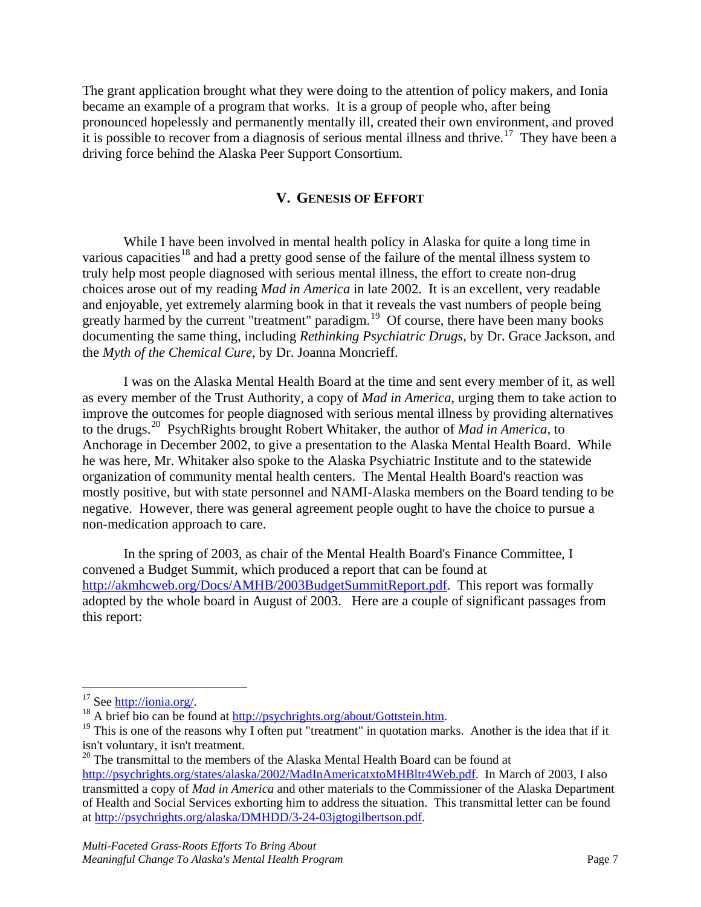The grant application brought what they were doing to the attention of policy makers, and Ionia became an example of a program that works. It is a group of people who, after being pronounced hopelessly and permanently mentally ill, created their own environment, and proved it is possible to recover from a diagnosis of serious mental illness and thrive.[17] They have been a driving force behind the Alaska Peer Support Consortium.

## V. GENESIS OF EFFORT

While I have been involved in mental health policy in Alaska for quite a long time in various capacities[18] and had a pretty good sense of the failure of the mental illness system to truly help most people diagnosed with serious mental illness, the effort to create non-drug choices arose out of my reading *Mad in America* in late 2002. It is an excellent, very readable and enjoyable, yet extremely alarming book in that it reveals the vast numbers of people being greatly harmed by the current "treatment" paradigm.[19] Of course, there have been many books documenting the same thing, including *Rethinking Psychiatric Drugs*, by Dr. Grace Jackson, and the *Myth of the Chemical Cure*, by Dr. Joanna Moncrieff.

I was on the Alaska Mental Health Board at the time and sent every member of it, as well as every member of the Trust Authority, a copy of *Mad in America*, urging them to take action to improve the outcomes for people diagnosed with serious mental illness by providing alternatives to the drugs.[20] PsychRights brought Robert Whitaker, the author of *Mad in America*, to Anchorage in December 2002, to give a presentation to the Alaska Mental Health Board. While he was here, Mr. Whitaker also spoke to the Alaska Psychiatric Institute and to the statewide organization of community mental health centers. The Mental Health Board's reaction was mostly positive, but with state personnel and NAMI-Alaska members on the Board tending to be negative. However, there was general agreement people ought to have the choice to pursue a non-medication approach to care.

In the spring of 2003, as chair of the Mental Health Board's Finance Committee, I convened a Budget Summit, which produced a report that can be found at http://akmhcweb.org/Docs/AMHB/2003BudgetSummitReport.pdf. This report was formally adopted by the whole board in August of 2003. Here are a couple of significant passages from this report:

---

[17] See http://ionia.org/.

[18] A brief bio can be found at http://psychrights.org/about/Gottstein.htm.

[19] This is one of the reasons why I often put "treatment" in quotation marks. Another is the idea that if it isn't voluntary, it isn't treatment.

[20] The transmittal to the members of the Alaska Mental Health Board can be found at http://psychrights.org/states/alaska/2002/MadInAmericatxtoMHBltr4Web.pdf. In March of 2003, I also transmitted a copy of *Mad in America* and other materials to the Commissioner of the Alaska Department of Health and Social Services exhorting him to address the situation. This transmittal letter can be found at http://psychrights.org/alaska/DMHDD/3-24-03jgtogilbertson.pdf.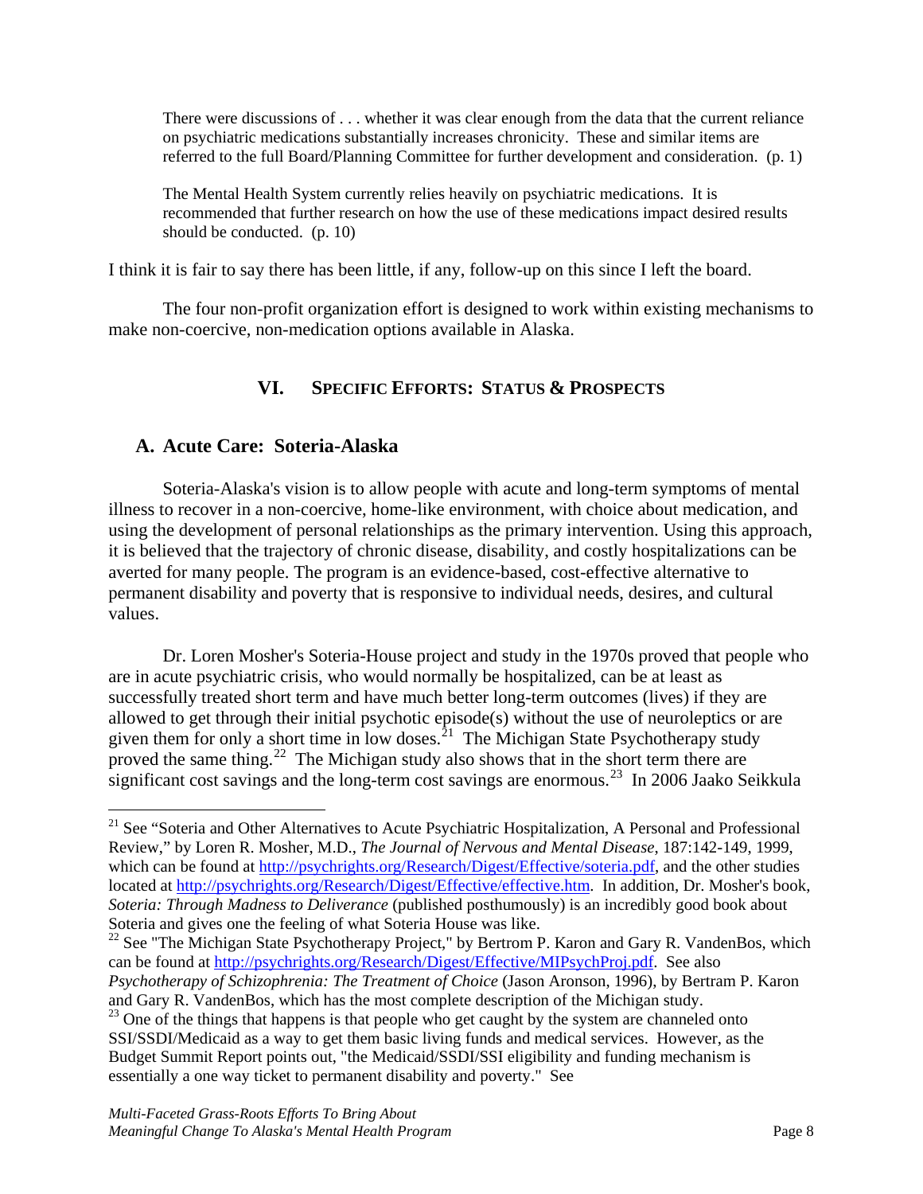> There were discussions of . . . whether it was clear enough from the data that the current reliance on psychiatric medications substantially increases chronicity. These and similar items are referred to the full Board/Planning Committee for further development and consideration. (p. 1)
>
> The Mental Health System currently relies heavily on psychiatric medications. It is recommended that further research on how the use of these medications impact desired results should be conducted. (p. 10)

I think it is fair to say there has been little, if any, follow-up on this since I left the board.

The four non-profit organization effort is designed to work within existing mechanisms to make non-coercive, non-medication options available in Alaska.

## VI. Specific Efforts: Status & Prospects

### A. Acute Care: Soteria-Alaska

Soteria-Alaska's vision is to allow people with acute and long-term symptoms of mental illness to recover in a non-coercive, home-like environment, with choice about medication, and using the development of personal relationships as the primary intervention. Using this approach, it is believed that the trajectory of chronic disease, disability, and costly hospitalizations can be averted for many people. The program is an evidence-based, cost-effective alternative to permanent disability and poverty that is responsive to individual needs, desires, and cultural values.

Dr. Loren Mosher's Soteria-House project and study in the 1970s proved that people who are in acute psychiatric crisis, who would normally be hospitalized, can be at least as successfully treated short term and have much better long-term outcomes (lives) if they are allowed to get through their initial psychotic episode(s) without the use of neuroleptics or are given them for only a short time in low doses.[21] The Michigan State Psychotherapy study proved the same thing.[22] The Michigan study also shows that in the short term there are significant cost savings and the long-term cost savings are enormous.[23] In 2006 Jaako Seikkula

---

[21] See "Soteria and Other Alternatives to Acute Psychiatric Hospitalization, A Personal and Professional Review," by Loren R. Mosher, M.D., *The Journal of Nervous and Mental Disease*, 187:142-149, 1999, which can be found at http://psychrights.org/Research/Digest/Effective/soteria.pdf, and the other studies located at http://psychrights.org/Research/Digest/Effective/effective.htm. In addition, Dr. Mosher's book, *Soteria: Through Madness to Deliverance* (published posthumously) is an incredibly good book about Soteria and gives one the feeling of what Soteria House was like.

[22] See "The Michigan State Psychotherapy Project," by Bertrom P. Karon and Gary R. VandenBos, which can be found at http://psychrights.org/Research/Digest/Effective/MIPsychProj.pdf. See also *Psychotherapy of Schizophrenia: The Treatment of Choice* (Jason Aronson, 1996), by Bertram P. Karon and Gary R. VandenBos, which has the most complete description of the Michigan study.

[23] One of the things that happens is that people who get caught by the system are channeled onto SSI/SSDI/Medicaid as a way to get them basic living funds and medical services. However, as the Budget Summit Report points out, "the Medicaid/SSDI/SSI eligibility and funding mechanism is essentially a one way ticket to permanent disability and poverty." See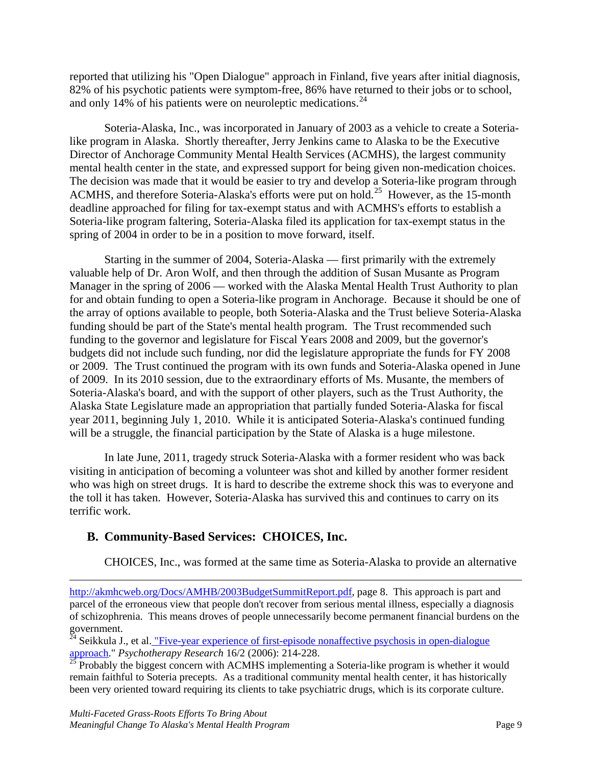reported that utilizing his "Open Dialogue" approach in Finland, five years after initial diagnosis, 82% of his psychotic patients were symptom-free, 86% have returned to their jobs or to school, and only 14% of his patients were on neuroleptic medications.[24]

Soteria-Alaska, Inc., was incorporated in January of 2003 as a vehicle to create a Soteria-like program in Alaska. Shortly thereafter, Jerry Jenkins came to Alaska to be the Executive Director of Anchorage Community Mental Health Services (ACMHS), the largest community mental health center in the state, and expressed support for being given non-medication choices. The decision was made that it would be easier to try and develop a Soteria-like program through ACMHS, and therefore Soteria-Alaska's efforts were put on hold.[25] However, as the 15-month deadline approached for filing for tax-exempt status and with ACMHS's efforts to establish a Soteria-like program faltering, Soteria-Alaska filed its application for tax-exempt status in the spring of 2004 in order to be in a position to move forward, itself.

Starting in the summer of 2004, Soteria-Alaska — first primarily with the extremely valuable help of Dr. Aron Wolf, and then through the addition of Susan Musante as Program Manager in the spring of 2006 — worked with the Alaska Mental Health Trust Authority to plan for and obtain funding to open a Soteria-like program in Anchorage. Because it should be one of the array of options available to people, both Soteria-Alaska and the Trust believe Soteria-Alaska funding should be part of the State's mental health program. The Trust recommended such funding to the governor and legislature for Fiscal Years 2008 and 2009, but the governor's budgets did not include such funding, nor did the legislature appropriate the funds for FY 2008 or 2009. The Trust continued the program with its own funds and Soteria-Alaska opened in June of 2009. In its 2010 session, due to the extraordinary efforts of Ms. Musante, the members of Soteria-Alaska's board, and with the support of other players, such as the Trust Authority, the Alaska State Legislature made an appropriation that partially funded Soteria-Alaska for fiscal year 2011, beginning July 1, 2010. While it is anticipated Soteria-Alaska's continued funding will be a struggle, the financial participation by the State of Alaska is a huge milestone.

In late June, 2011, tragedy struck Soteria-Alaska with a former resident who was back visiting in anticipation of becoming a volunteer was shot and killed by another former resident who was high on street drugs. It is hard to describe the extreme shock this was to everyone and the toll it has taken. However, Soteria-Alaska has survived this and continues to carry on its terrific work.

## B. Community-Based Services: CHOICES, Inc.

CHOICES, Inc., was formed at the same time as Soteria-Alaska to provide an alternative

---

http://akmhcweb.org/Docs/AMHB/2003BudgetSummitReport.pdf, page 8. This approach is part and parcel of the erroneous view that people don't recover from serious mental illness, especially a diagnosis of schizophrenia. This means droves of people unnecessarily become permanent financial burdens on the government.

[24] Seikkula J., et al. "Five-year experience of first-episode nonaffective psychosis in open-dialogue approach." *Psychotherapy Research* 16/2 (2006): 214-228.

[25] Probably the biggest concern with ACMHS implementing a Soteria-like program is whether it would remain faithful to Soteria precepts. As a traditional community mental health center, it has historically been very oriented toward requiring its clients to take psychiatric drugs, which is its corporate culture.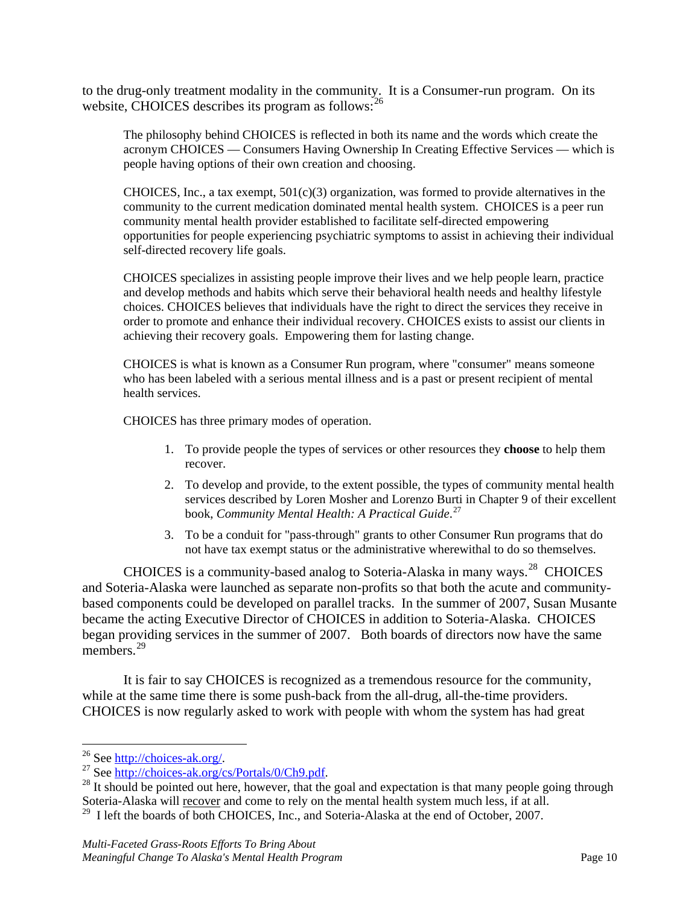to the drug-only treatment modality in the community. It is a Consumer-run program. On its website, CHOICES describes its program as follows:[26]

> The philosophy behind CHOICES is reflected in both its name and the words which create the acronym CHOICES — Consumers Having Ownership In Creating Effective Services — which is people having options of their own creation and choosing.
>
> CHOICES, Inc., a tax exempt, 501(c)(3) organization, was formed to provide alternatives in the community to the current medication dominated mental health system. CHOICES is a peer run community mental health provider established to facilitate self-directed empowering opportunities for people experiencing psychiatric symptoms to assist in achieving their individual self-directed recovery life goals.
>
> CHOICES specializes in assisting people improve their lives and we help people learn, practice and develop methods and habits which serve their behavioral health needs and healthy lifestyle choices. CHOICES believes that individuals have the right to direct the services they receive in order to promote and enhance their individual recovery. CHOICES exists to assist our clients in achieving their recovery goals. Empowering them for lasting change.
>
> CHOICES is what is known as a Consumer Run program, where "consumer" means someone who has been labeled with a serious mental illness and is a past or present recipient of mental health services.
>
> CHOICES has three primary modes of operation.
>
> 1. To provide people the types of services or other resources they **choose** to help them recover.
> 2. To develop and provide, to the extent possible, the types of community mental health services described by Loren Mosher and Lorenzo Burti in Chapter 9 of their excellent book, *Community Mental Health: A Practical Guide*.[27]
> 3. To be a conduit for "pass-through" grants to other Consumer Run programs that do not have tax exempt status or the administrative wherewithal to do so themselves.

CHOICES is a community-based analog to Soteria-Alaska in many ways.[28] CHOICES and Soteria-Alaska were launched as separate non-profits so that both the acute and community-based components could be developed on parallel tracks. In the summer of 2007, Susan Musante became the acting Executive Director of CHOICES in addition to Soteria-Alaska. CHOICES began providing services in the summer of 2007. Both boards of directors now have the same members.[29]

It is fair to say CHOICES is recognized as a tremendous resource for the community, while at the same time there is some push-back from the all-drug, all-the-time providers. CHOICES is now regularly asked to work with people with whom the system has had great

---

[26] See http://choices-ak.org/.

[27] See http://choices-ak.org/cs/Portals/0/Ch9.pdf.

[28] It should be pointed out here, however, that the goal and expectation is that many people going through Soteria-Alaska will recover and come to rely on the mental health system much less, if at all.

[29] I left the boards of both CHOICES, Inc., and Soteria-Alaska at the end of October, 2007.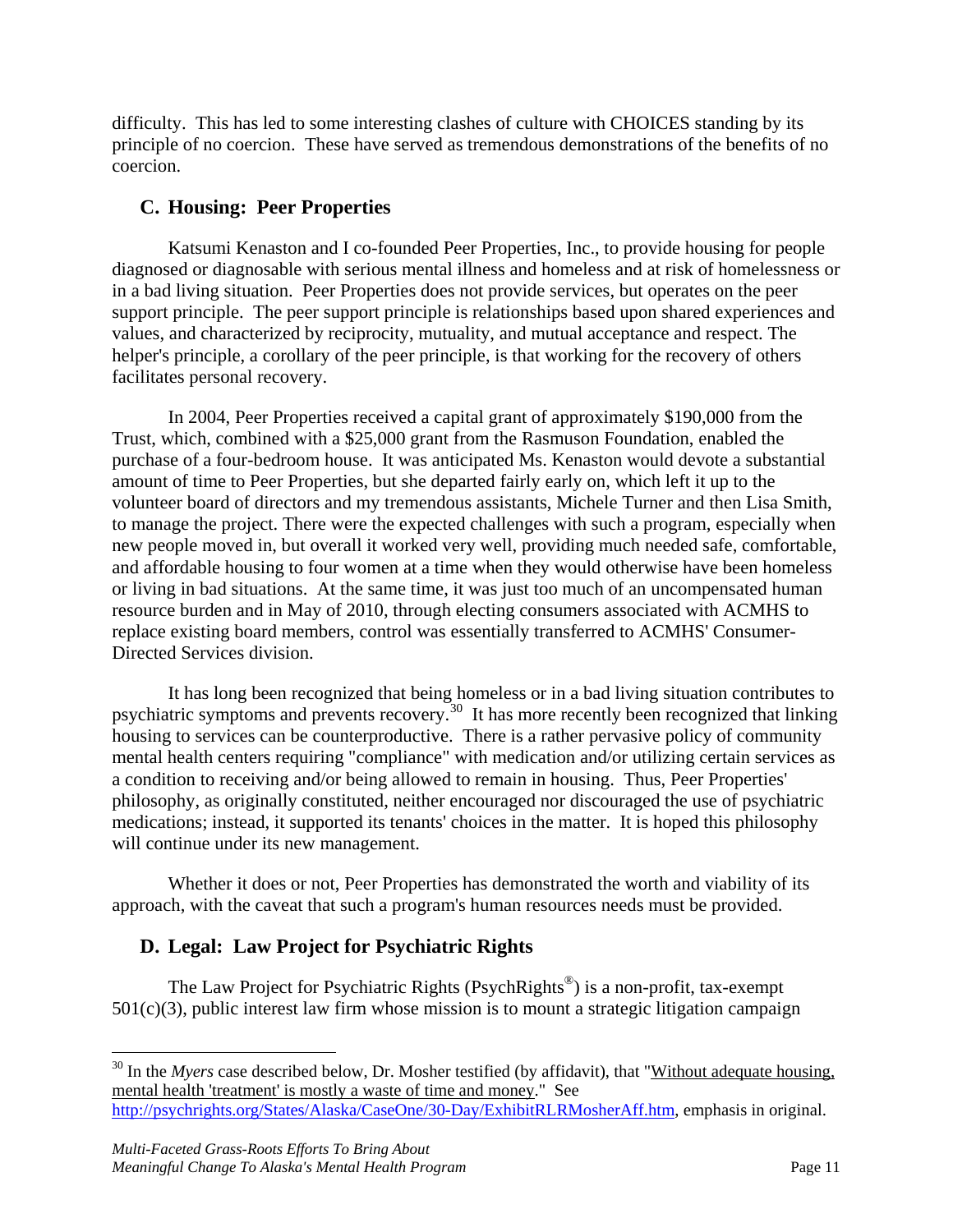difficulty. This has led to some interesting clashes of culture with CHOICES standing by its principle of no coercion. These have served as tremendous demonstrations of the benefits of no coercion.

## C. Housing: Peer Properties

Katsumi Kenaston and I co-founded Peer Properties, Inc., to provide housing for people diagnosed or diagnosable with serious mental illness and homeless and at risk of homelessness or in a bad living situation. Peer Properties does not provide services, but operates on the peer support principle. The peer support principle is relationships based upon shared experiences and values, and characterized by reciprocity, mutuality, and mutual acceptance and respect. The helper's principle, a corollary of the peer principle, is that working for the recovery of others facilitates personal recovery.

In 2004, Peer Properties received a capital grant of approximately $190,000 from the Trust, which, combined with a $25,000 grant from the Rasmuson Foundation, enabled the purchase of a four-bedroom house. It was anticipated Ms. Kenaston would devote a substantial amount of time to Peer Properties, but she departed fairly early on, which left it up to the volunteer board of directors and my tremendous assistants, Michele Turner and then Lisa Smith, to manage the project. There were the expected challenges with such a program, especially when new people moved in, but overall it worked very well, providing much needed safe, comfortable, and affordable housing to four women at a time when they would otherwise have been homeless or living in bad situations. At the same time, it was just too much of an uncompensated human resource burden and in May of 2010, through electing consumers associated with ACMHS to replace existing board members, control was essentially transferred to ACMHS' Consumer-Directed Services division.

It has long been recognized that being homeless or in a bad living situation contributes to psychiatric symptoms and prevents recovery.[30] It has more recently been recognized that linking housing to services can be counterproductive. There is a rather pervasive policy of community mental health centers requiring "compliance" with medication and/or utilizing certain services as a condition to receiving and/or being allowed to remain in housing. Thus, Peer Properties' philosophy, as originally constituted, neither encouraged nor discouraged the use of psychiatric medications; instead, it supported its tenants' choices in the matter. It is hoped this philosophy will continue under its new management.

Whether it does or not, Peer Properties has demonstrated the worth and viability of its approach, with the caveat that such a program's human resources needs must be provided.

## D. Legal: Law Project for Psychiatric Rights

The Law Project for Psychiatric Rights (PsychRights®) is a non-profit, tax-exempt 501(c)(3), public interest law firm whose mission is to mount a strategic litigation campaign

---

[30] In the *Myers* case described below, Dr. Mosher testified (by affidavit), that "Without adequate housing, mental health 'treatment' is mostly a waste of time and money." See http://psychrights.org/States/Alaska/CaseOne/30-Day/ExhibitRLRMosherAff.htm, emphasis in original.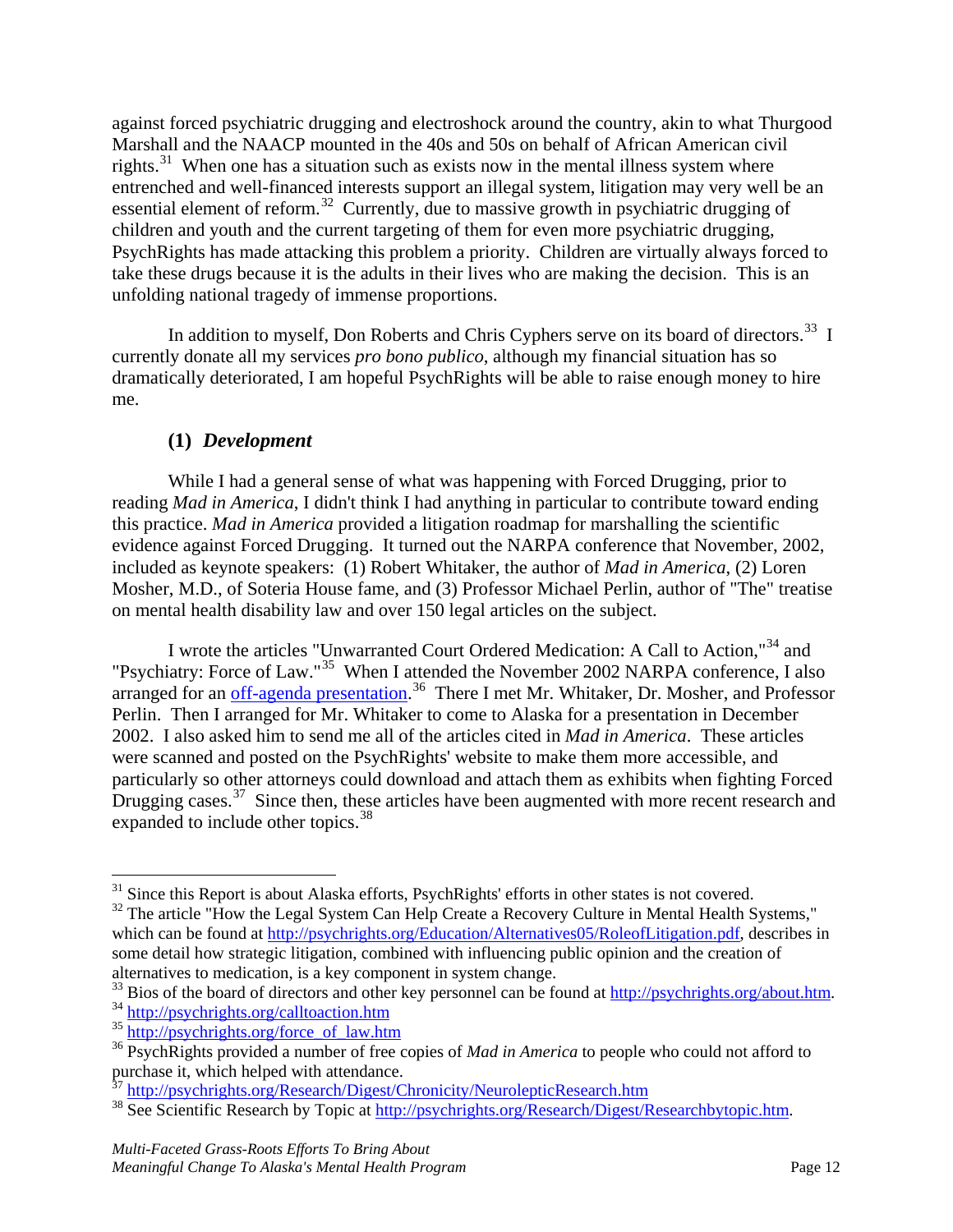against forced psychiatric drugging and electroshock around the country, akin to what Thurgood Marshall and the NAACP mounted in the 40s and 50s on behalf of African American civil rights.[31] When one has a situation such as exists now in the mental illness system where entrenched and well-financed interests support an illegal system, litigation may very well be an essential element of reform.[32] Currently, due to massive growth in psychiatric drugging of children and youth and the current targeting of them for even more psychiatric drugging, PsychRights has made attacking this problem a priority. Children are virtually always forced to take these drugs because it is the adults in their lives who are making the decision. This is an unfolding national tragedy of immense proportions.

In addition to myself, Don Roberts and Chris Cyphers serve on its board of directors.[33] I currently donate all my services *pro bono publico*, although my financial situation has so dramatically deteriorated, I am hopeful PsychRights will be able to raise enough money to hire me.

### (1) *Development*

While I had a general sense of what was happening with Forced Drugging, prior to reading *Mad in America*, I didn't think I had anything in particular to contribute toward ending this practice. *Mad in America* provided a litigation roadmap for marshalling the scientific evidence against Forced Drugging. It turned out the NARPA conference that November, 2002, included as keynote speakers: (1) Robert Whitaker, the author of *Mad in America*, (2) Loren Mosher, M.D., of Soteria House fame, and (3) Professor Michael Perlin, author of "The" treatise on mental health disability law and over 150 legal articles on the subject.

I wrote the articles "Unwarranted Court Ordered Medication: A Call to Action,"[34] and "Psychiatry: Force of Law."[35] When I attended the November 2002 NARPA conference, I also arranged for an off-agenda presentation.[36] There I met Mr. Whitaker, Dr. Mosher, and Professor Perlin. Then I arranged for Mr. Whitaker to come to Alaska for a presentation in December 2002. I also asked him to send me all of the articles cited in *Mad in America*. These articles were scanned and posted on the PsychRights' website to make them more accessible, and particularly so other attorneys could download and attach them as exhibits when fighting Forced Drugging cases.[37] Since then, these articles have been augmented with more recent research and expanded to include other topics.[38]

---

[31] Since this Report is about Alaska efforts, PsychRights' efforts in other states is not covered.

[32] The article "How the Legal System Can Help Create a Recovery Culture in Mental Health Systems," which can be found at http://psychrights.org/Education/Alternatives05/RoleofLitigation.pdf, describes in some detail how strategic litigation, combined with influencing public opinion and the creation of alternatives to medication, is a key component in system change.

[33] Bios of the board of directors and other key personnel can be found at http://psychrights.org/about.htm.

[34] http://psychrights.org/calltoaction.htm

[35] http://psychrights.org/force_of_law.htm

[36] PsychRights provided a number of free copies of *Mad in America* to people who could not afford to purchase it, which helped with attendance.

[37] http://psychrights.org/Research/Digest/Chronicity/NeurolepticResearch.htm

[38] See Scientific Research by Topic at http://psychrights.org/Research/Digest/Researchbytopic.htm.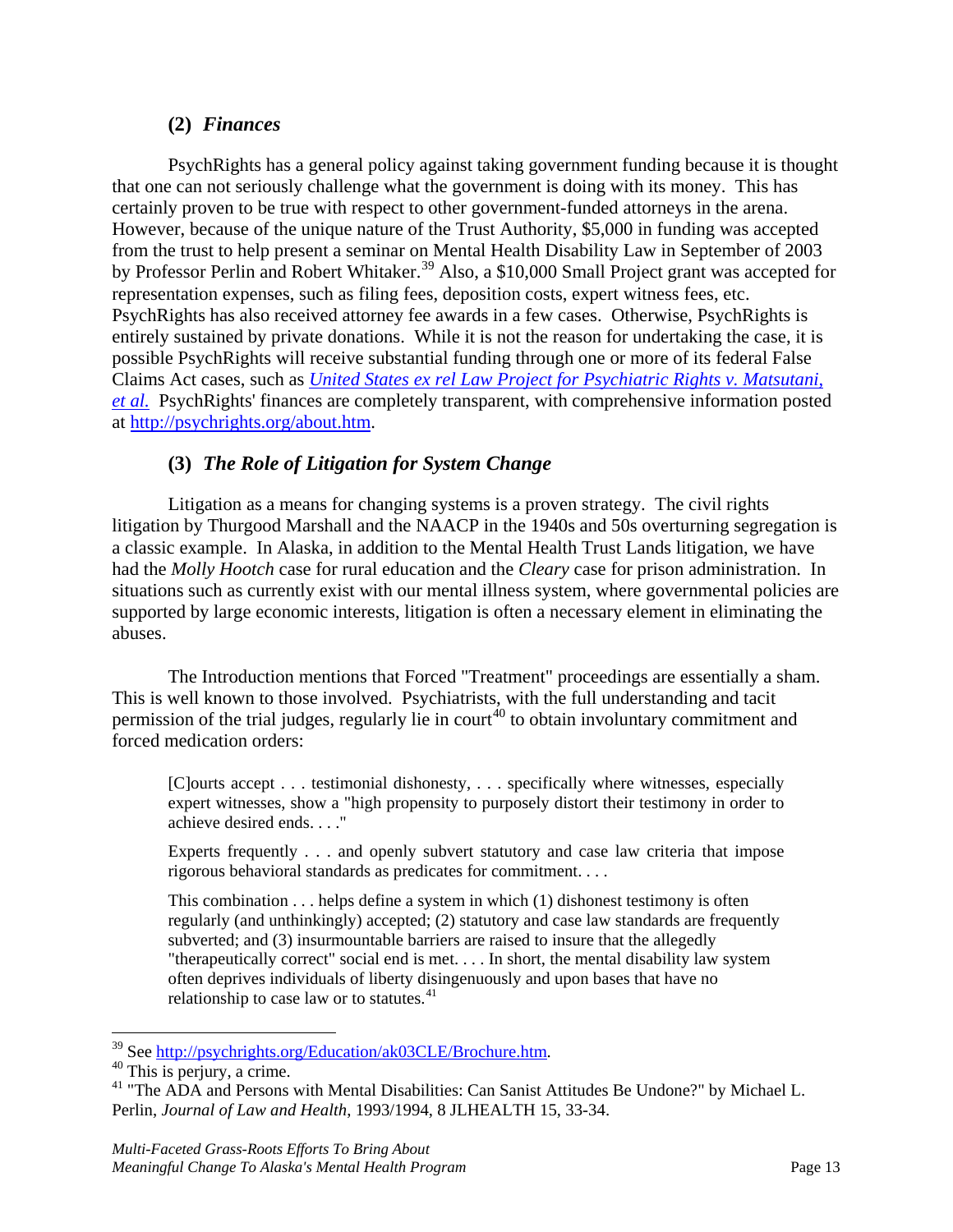### (2) *Finances*

PsychRights has a general policy against taking government funding because it is thought that one can not seriously challenge what the government is doing with its money. This has certainly proven to be true with respect to other government-funded attorneys in the arena. However, because of the unique nature of the Trust Authority, $5,000 in funding was accepted from the trust to help present a seminar on Mental Health Disability Law in September of 2003 by Professor Perlin and Robert Whitaker.[39] Also, a $10,000 Small Project grant was accepted for representation expenses, such as filing fees, deposition costs, expert witness fees, etc. PsychRights has also received attorney fee awards in a few cases. Otherwise, PsychRights is entirely sustained by private donations. While it is not the reason for undertaking the case, it is possible PsychRights will receive substantial funding through one or more of its federal False Claims Act cases, such as *United States ex rel Law Project for Psychiatric Rights v. Matsutani, et al.* PsychRights' finances are completely transparent, with comprehensive information posted at http://psychrights.org/about.htm.

### (3) *The Role of Litigation for System Change*

Litigation as a means for changing systems is a proven strategy. The civil rights litigation by Thurgood Marshall and the NAACP in the 1940s and 50s overturning segregation is a classic example. In Alaska, in addition to the Mental Health Trust Lands litigation, we have had the *Molly Hootch* case for rural education and the *Cleary* case for prison administration. In situations such as currently exist with our mental illness system, where governmental policies are supported by large economic interests, litigation is often a necessary element in eliminating the abuses.

The Introduction mentions that Forced "Treatment" proceedings are essentially a sham. This is well known to those involved. Psychiatrists, with the full understanding and tacit permission of the trial judges, regularly lie in court[40] to obtain involuntary commitment and forced medication orders:

> [C]ourts accept . . . testimonial dishonesty, . . . specifically where witnesses, especially expert witnesses, show a "high propensity to purposely distort their testimony in order to achieve desired ends. . . ."
>
> Experts frequently . . . and openly subvert statutory and case law criteria that impose rigorous behavioral standards as predicates for commitment. . . .
>
> This combination . . . helps define a system in which (1) dishonest testimony is often regularly (and unthinkingly) accepted; (2) statutory and case law standards are frequently subverted; and (3) insurmountable barriers are raised to insure that the allegedly "therapeutically correct" social end is met. . . . In short, the mental disability law system often deprives individuals of liberty disingenuously and upon bases that have no relationship to case law or to statutes.[41]

---

[39] See http://psychrights.org/Education/ak03CLE/Brochure.htm.

[40] This is perjury, a crime.

[41] "The ADA and Persons with Mental Disabilities: Can Sanist Attitudes Be Undone?" by Michael L. Perlin, *Journal of Law and Health*, 1993/1994, 8 JLHEALTH 15, 33-34.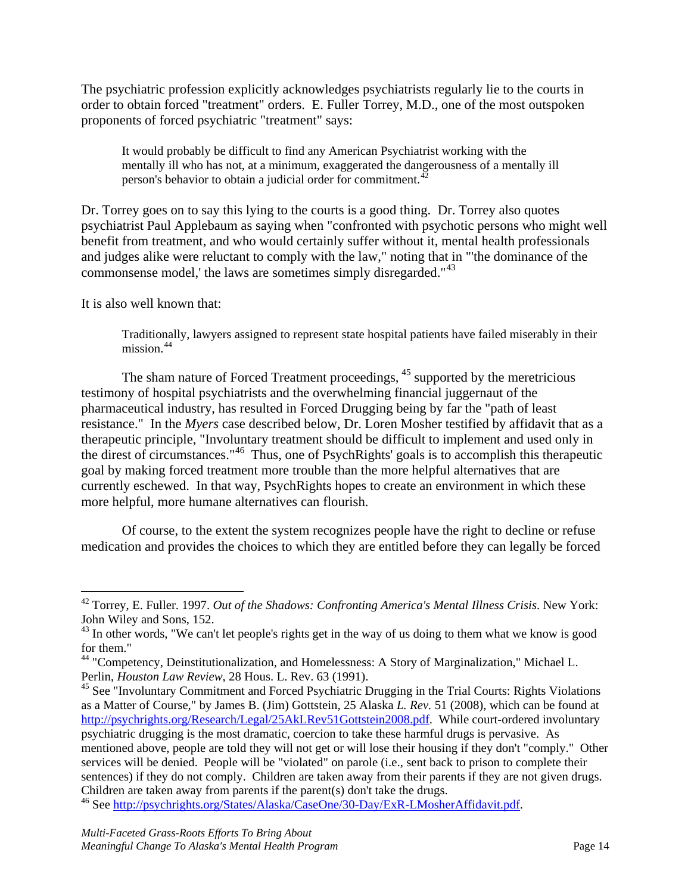The psychiatric profession explicitly acknowledges psychiatrists regularly lie to the courts in order to obtain forced "treatment" orders. E. Fuller Torrey, M.D., one of the most outspoken proponents of forced psychiatric "treatment" says:

> It would probably be difficult to find any American Psychiatrist working with the mentally ill who has not, at a minimum, exaggerated the dangerousness of a mentally ill person's behavior to obtain a judicial order for commitment.[42]

Dr. Torrey goes on to say this lying to the courts is a good thing. Dr. Torrey also quotes psychiatrist Paul Applebaum as saying when "confronted with psychotic persons who might well benefit from treatment, and who would certainly suffer without it, mental health professionals and judges alike were reluctant to comply with the law," noting that in "'the dominance of the commonsense model,' the laws are sometimes simply disregarded."[43]

It is also well known that:

> Traditionally, lawyers assigned to represent state hospital patients have failed miserably in their mission.[44]

The sham nature of Forced Treatment proceedings,[45] supported by the meretricious testimony of hospital psychiatrists and the overwhelming financial juggernaut of the pharmaceutical industry, has resulted in Forced Drugging being by far the "path of least resistance." In the *Myers* case described below, Dr. Loren Mosher testified by affidavit that as a therapeutic principle, "Involuntary treatment should be difficult to implement and used only in the direst of circumstances."[46] Thus, one of PsychRights' goals is to accomplish this therapeutic goal by making forced treatment more trouble than the more helpful alternatives that are currently eschewed. In that way, PsychRights hopes to create an environment in which these more helpful, more humane alternatives can flourish.

Of course, to the extent the system recognizes people have the right to decline or refuse medication and provides the choices to which they are entitled before they can legally be forced

---

[42] Torrey, E. Fuller. 1997. *Out of the Shadows: Confronting America's Mental Illness Crisis*. New York: John Wiley and Sons, 152.

[43] In other words, "We can't let people's rights get in the way of us doing to them what we know is good for them."

[44] "Competency, Deinstitutionalization, and Homelessness: A Story of Marginalization," Michael L. Perlin, *Houston Law Review*, 28 Hous. L. Rev. 63 (1991).

[45] See "Involuntary Commitment and Forced Psychiatric Drugging in the Trial Courts: Rights Violations as a Matter of Course," by James B. (Jim) Gottstein, 25 Alaska *L. Rev.* 51 (2008), which can be found at http://psychrights.org/Research/Legal/25AkLRev51Gottstein2008.pdf. While court-ordered involuntary psychiatric drugging is the most dramatic, coercion to take these harmful drugs is pervasive. As mentioned above, people are told they will not get or will lose their housing if they don't "comply." Other services will be denied. People will be "violated" on parole (i.e., sent back to prison to complete their sentences) if they do not comply. Children are taken away from their parents if they are not given drugs. Children are taken away from parents if the parent(s) don't take the drugs.

[46] See http://psychrights.org/States/Alaska/CaseOne/30-Day/ExR-LMosherAffidavit.pdf.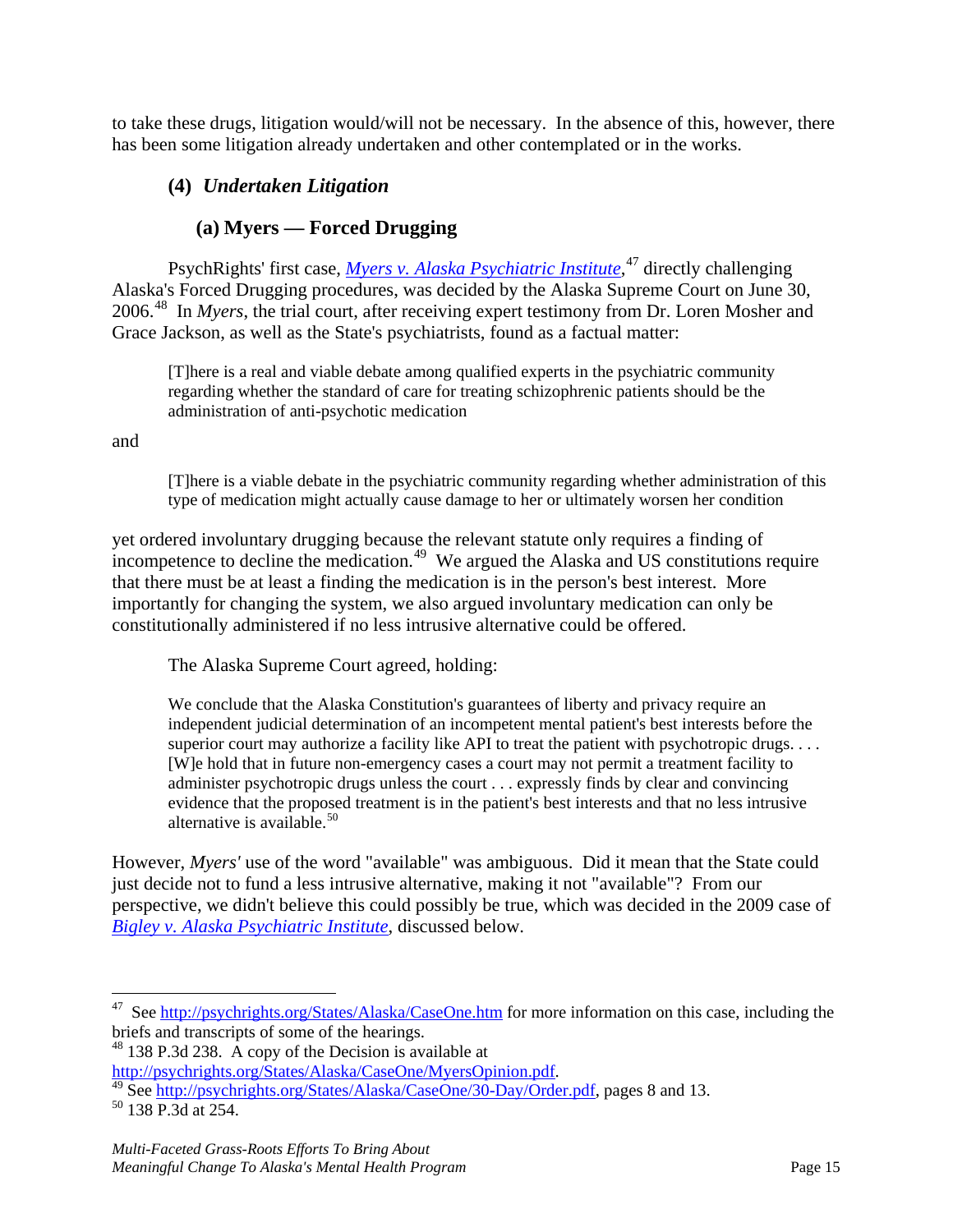to take these drugs, litigation would/will not be necessary. In the absence of this, however, there has been some litigation already undertaken and other contemplated or in the works.

### (4) *Undertaken Litigation*

#### (a) Myers — Forced Drugging

PsychRights' first case, *[Myers v. Alaska Psychiatric Institute](http://psychrights.org/States/Alaska/CaseOne.htm)*,[47] directly challenging Alaska's Forced Drugging procedures, was decided by the Alaska Supreme Court on June 30, 2006.[48] In *Myers*, the trial court, after receiving expert testimony from Dr. Loren Mosher and Grace Jackson, as well as the State's psychiatrists, found as a factual matter:

> [T]here is a real and viable debate among qualified experts in the psychiatric community regarding whether the standard of care for treating schizophrenic patients should be the administration of anti-psychotic medication

and

> [T]here is a viable debate in the psychiatric community regarding whether administration of this type of medication might actually cause damage to her or ultimately worsen her condition

yet ordered involuntary drugging because the relevant statute only requires a finding of incompetence to decline the medication.[49] We argued the Alaska and US constitutions require that there must be at least a finding the medication is in the person's best interest. More importantly for changing the system, we also argued involuntary medication can only be constitutionally administered if no less intrusive alternative could be offered.

The Alaska Supreme Court agreed, holding:

> We conclude that the Alaska Constitution's guarantees of liberty and privacy require an independent judicial determination of an incompetent mental patient's best interests before the superior court may authorize a facility like API to treat the patient with psychotropic drugs. . . . [W]e hold that in future non-emergency cases a court may not permit a treatment facility to administer psychotropic drugs unless the court . . . expressly finds by clear and convincing evidence that the proposed treatment is in the patient's best interests and that no less intrusive alternative is available.[50]

However, *Myers'* use of the word "available" was ambiguous. Did it mean that the State could just decide not to fund a less intrusive alternative, making it not "available"? From our perspective, we didn't believe this could possibly be true, which was decided in the 2009 case of *[Bigley v. Alaska Psychiatric Institute](#)*, discussed below.

---

[47] See http://psychrights.org/States/Alaska/CaseOne.htm for more information on this case, including the briefs and transcripts of some of the hearings.

[48] 138 P.3d 238. A copy of the Decision is available at http://psychrights.org/States/Alaska/CaseOne/MyersOpinion.pdf.

[49] See http://psychrights.org/States/Alaska/CaseOne/30-Day/Order.pdf, pages 8 and 13.

[50] 138 P.3d at 254.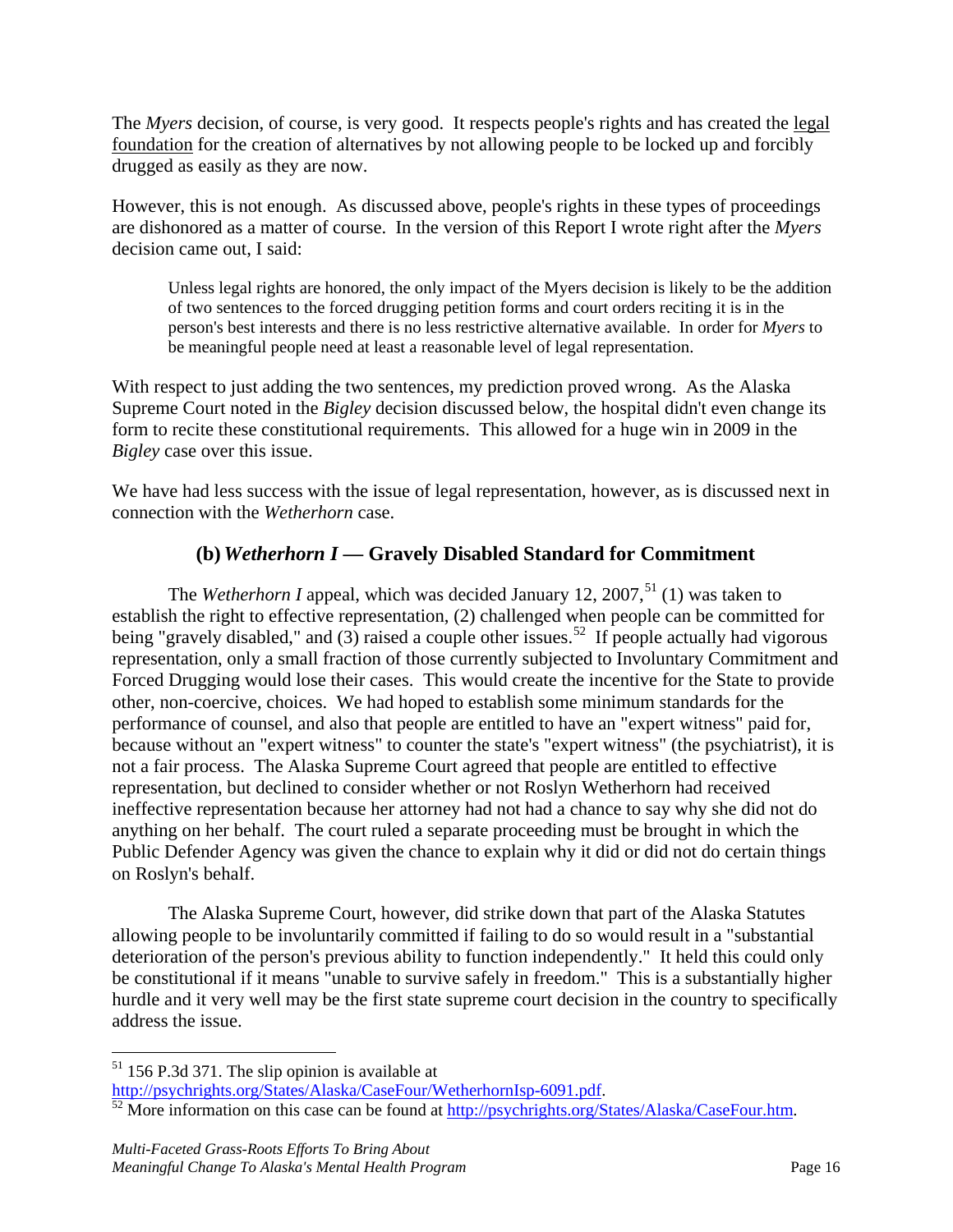The *Myers* decision, of course, is very good. It respects people's rights and has created the legal foundation for the creation of alternatives by not allowing people to be locked up and forcibly drugged as easily as they are now.

However, this is not enough. As discussed above, people's rights in these types of proceedings are dishonored as a matter of course. In the version of this Report I wrote right after the *Myers* decision came out, I said:

> Unless legal rights are honored, the only impact of the Myers decision is likely to be the addition of two sentences to the forced drugging petition forms and court orders reciting it is in the person's best interests and there is no less restrictive alternative available. In order for *Myers* to be meaningful people need at least a reasonable level of legal representation.

With respect to just adding the two sentences, my prediction proved wrong. As the Alaska Supreme Court noted in the *Bigley* decision discussed below, the hospital didn't even change its form to recite these constitutional requirements. This allowed for a huge win in 2009 in the *Bigley* case over this issue.

We have had less success with the issue of legal representation, however, as is discussed next in connection with the *Wetherhorn* case.

### (b) *Wetherhorn I* — Gravely Disabled Standard for Commitment

The *Wetherhorn I* appeal, which was decided January 12, 2007,[51] (1) was taken to establish the right to effective representation, (2) challenged when people can be committed for being "gravely disabled," and (3) raised a couple other issues.[52] If people actually had vigorous representation, only a small fraction of those currently subjected to Involuntary Commitment and Forced Drugging would lose their cases. This would create the incentive for the State to provide other, non-coercive, choices. We had hoped to establish some minimum standards for the performance of counsel, and also that people are entitled to have an "expert witness" paid for, because without an "expert witness" to counter the state's "expert witness" (the psychiatrist), it is not a fair process. The Alaska Supreme Court agreed that people are entitled to effective representation, but declined to consider whether or not Roslyn Wetherhorn had received ineffective representation because her attorney had not had a chance to say why she did not do anything on her behalf. The court ruled a separate proceeding must be brought in which the Public Defender Agency was given the chance to explain why it did or did not do certain things on Roslyn's behalf.

The Alaska Supreme Court, however, did strike down that part of the Alaska Statutes allowing people to be involuntarily committed if failing to do so would result in a "substantial deterioration of the person's previous ability to function independently." It held this could only be constitutional if it means "unable to survive safely in freedom." This is a substantially higher hurdle and it very well may be the first state supreme court decision in the country to specifically address the issue.

---

[51] 156 P.3d 371. The slip opinion is available at http://psychrights.org/States/Alaska/CaseFour/WetherhornIsp-6091.pdf.

[52] More information on this case can be found at http://psychrights.org/States/Alaska/CaseFour.htm.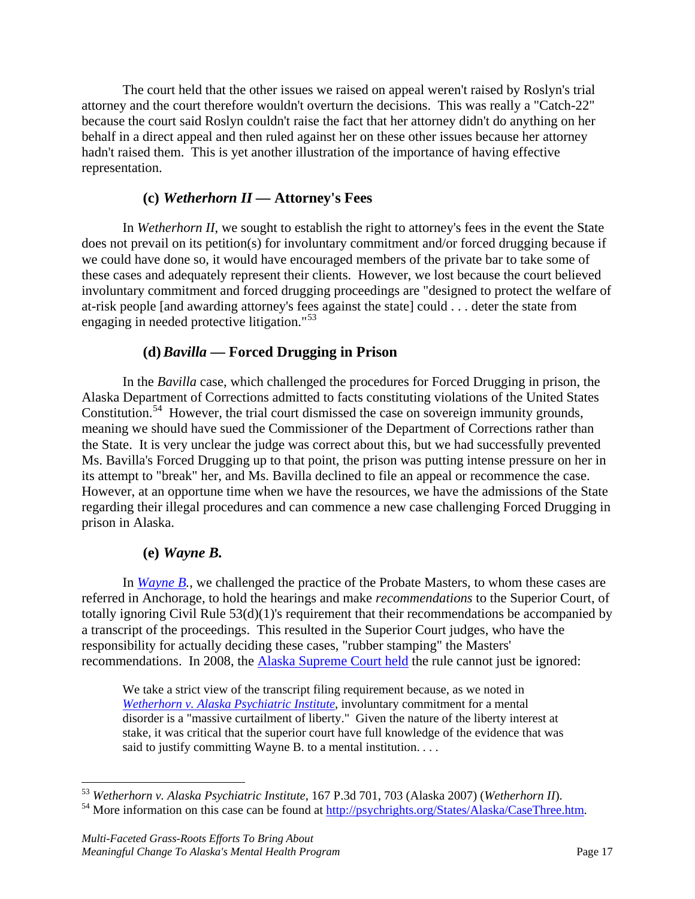The court held that the other issues we raised on appeal weren't raised by Roslyn's trial attorney and the court therefore wouldn't overturn the decisions. This was really a "Catch-22" because the court said Roslyn couldn't raise the fact that her attorney didn't do anything on her behalf in a direct appeal and then ruled against her on these other issues because her attorney hadn't raised them. This is yet another illustration of the importance of having effective representation.

### (c) *Wetherhorn II* — Attorney's Fees

In *Wetherhorn II*, we sought to establish the right to attorney's fees in the event the State does not prevail on its petition(s) for involuntary commitment and/or forced drugging because if we could have done so, it would have encouraged members of the private bar to take some of these cases and adequately represent their clients. However, we lost because the court believed involuntary commitment and forced drugging proceedings are "designed to protect the welfare of at-risk people [and awarding attorney's fees against the state] could . . . deter the state from engaging in needed protective litigation."[53]

### (d) *Bavilla* — Forced Drugging in Prison

In the *Bavilla* case, which challenged the procedures for Forced Drugging in prison, the Alaska Department of Corrections admitted to facts constituting violations of the United States Constitution.[54] However, the trial court dismissed the case on sovereign immunity grounds, meaning we should have sued the Commissioner of the Department of Corrections rather than the State. It is very unclear the judge was correct about this, but we had successfully prevented Ms. Bavilla's Forced Drugging up to that point, the prison was putting intense pressure on her in its attempt to "break" her, and Ms. Bavilla declined to file an appeal or recommence the case. However, at an opportune time when we have the resources, we have the admissions of the State regarding their illegal procedures and can commence a new case challenging Forced Drugging in prison in Alaska.

### (e) *Wayne B.*

In *Wayne B.*, we challenged the practice of the Probate Masters, to whom these cases are referred in Anchorage, to hold the hearings and make *recommendations* to the Superior Court, of totally ignoring Civil Rule 53(d)(1)'s requirement that their recommendations be accompanied by a transcript of the proceedings. This resulted in the Superior Court judges, who have the responsibility for actually deciding these cases, "rubber stamping" the Masters' recommendations. In 2008, the Alaska Supreme Court held the rule cannot just be ignored:

> We take a strict view of the transcript filing requirement because, as we noted in *Wetherhorn v. Alaska Psychiatric Institute*, involuntary commitment for a mental disorder is a "massive curtailment of liberty." Given the nature of the liberty interest at stake, it was critical that the superior court have full knowledge of the evidence that was said to justify committing Wayne B. to a mental institution. . . .

---

[53] *Wetherhorn v. Alaska Psychiatric Institute*, 167 P.3d 701, 703 (Alaska 2007) (*Wetherhorn II*).

[54] More information on this case can be found at http://psychrights.org/States/Alaska/CaseThree.htm.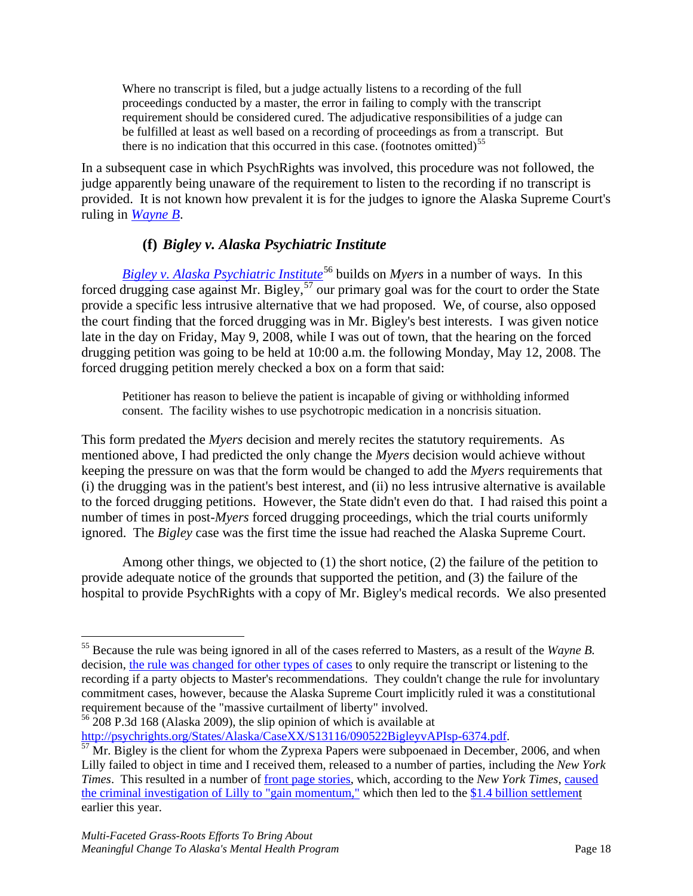> Where no transcript is filed, but a judge actually listens to a recording of the full proceedings conducted by a master, the error in failing to comply with the transcript requirement should be considered cured. The adjudicative responsibilities of a judge can be fulfilled at least as well based on a recording of proceedings as from a transcript. But there is no indication that this occurred in this case. (footnotes omitted)[55]

In a subsequent case in which PsychRights was involved, this procedure was not followed, the judge apparently being unaware of the requirement to listen to the recording if no transcript is provided. It is not known how prevalent it is for the judges to ignore the Alaska Supreme Court's ruling in *Wayne B.*

### (f) *Bigley v. Alaska Psychiatric Institute*

*Bigley v. Alaska Psychiatric Institute*[56] builds on *Myers* in a number of ways. In this forced drugging case against Mr. Bigley,[57] our primary goal was for the court to order the State provide a specific less intrusive alternative that we had proposed. We, of course, also opposed the court finding that the forced drugging was in Mr. Bigley's best interests. I was given notice late in the day on Friday, May 9, 2008, while I was out of town, that the hearing on the forced drugging petition was going to be held at 10:00 a.m. the following Monday, May 12, 2008. The forced drugging petition merely checked a box on a form that said:

> Petitioner has reason to believe the patient is incapable of giving or withholding informed consent. The facility wishes to use psychotropic medication in a noncrisis situation.

This form predated the *Myers* decision and merely recites the statutory requirements. As mentioned above, I had predicted the only change the *Myers* decision would achieve without keeping the pressure on was that the form would be changed to add the *Myers* requirements that (i) the drugging was in the patient's best interest, and (ii) no less intrusive alternative is available to the forced drugging petitions. However, the State didn't even do that. I had raised this point a number of times in post-*Myers* forced drugging proceedings, which the trial courts uniformly ignored. The *Bigley* case was the first time the issue had reached the Alaska Supreme Court.

Among other things, we objected to (1) the short notice, (2) the failure of the petition to provide adequate notice of the grounds that supported the petition, and (3) the failure of the hospital to provide PsychRights with a copy of Mr. Bigley's medical records. We also presented

---

[55] Because the rule was being ignored in all of the cases referred to Masters, as a result of the *Wayne B.* decision, the rule was changed for other types of cases to only require the transcript or listening to the recording if a party objects to Master's recommendations. They couldn't change the rule for involuntary commitment cases, however, because the Alaska Supreme Court implicitly ruled it was a constitutional requirement because of the "massive curtailment of liberty" involved.

[56] 208 P.3d 168 (Alaska 2009), the slip opinion of which is available at http://psychrights.org/States/Alaska/CaseXX/S13116/090522BigleyvAPIsp-6374.pdf.

[57] Mr. Bigley is the client for whom the Zyprexa Papers were subpoenaed in December, 2006, and when Lilly failed to object in time and I received them, released to a number of parties, including the *New York Times*. This resulted in a number of front page stories, which, according to the *New York Times*, caused the criminal investigation of Lilly to "gain momentum," which then led to the $1.4 billion settlement earlier this year.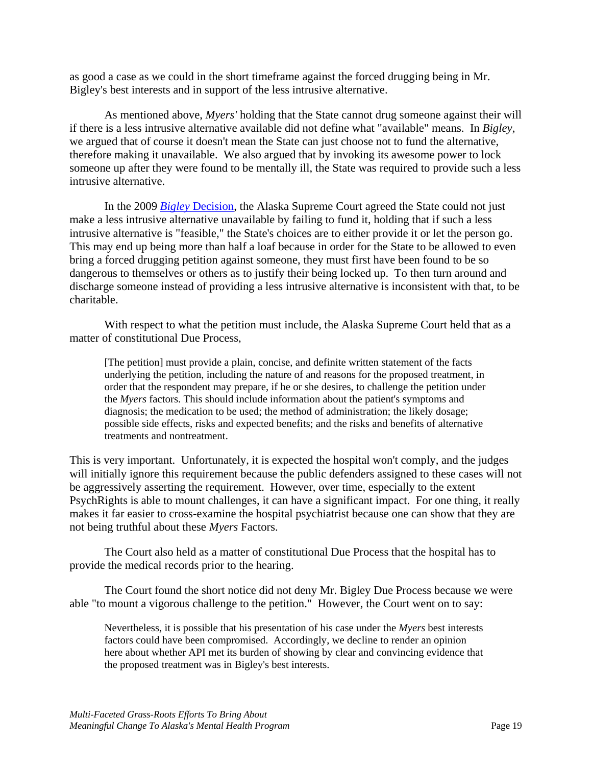as good a case as we could in the short timeframe against the forced drugging being in Mr. Bigley's best interests and in support of the less intrusive alternative.

As mentioned above, *Myers'* holding that the State cannot drug someone against their will if there is a less intrusive alternative available did not define what "available" means. In *Bigley*, we argued that of course it doesn't mean the State can just choose not to fund the alternative, therefore making it unavailable. We also argued that by invoking its awesome power to lock someone up after they were found to be mentally ill, the State was required to provide such a less intrusive alternative.

In the 2009 [*Bigley* Decision], the Alaska Supreme Court agreed the State could not just make a less intrusive alternative unavailable by failing to fund it, holding that if such a less intrusive alternative is "feasible," the State's choices are to either provide it or let the person go. This may end up being more than half a loaf because in order for the State to be allowed to even bring a forced drugging petition against someone, they must first have been found to be so dangerous to themselves or others as to justify their being locked up. To then turn around and discharge someone instead of providing a less intrusive alternative is inconsistent with that, to be charitable.

With respect to what the petition must include, the Alaska Supreme Court held that as a matter of constitutional Due Process,

> [The petition] must provide a plain, concise, and definite written statement of the facts underlying the petition, including the nature of and reasons for the proposed treatment, in order that the respondent may prepare, if he or she desires, to challenge the petition under the *Myers* factors. This should include information about the patient's symptoms and diagnosis; the medication to be used; the method of administration; the likely dosage; possible side effects, risks and expected benefits; and the risks and benefits of alternative treatments and nontreatment.

This is very important. Unfortunately, it is expected the hospital won't comply, and the judges will initially ignore this requirement because the public defenders assigned to these cases will not be aggressively asserting the requirement. However, over time, especially to the extent PsychRights is able to mount challenges, it can have a significant impact. For one thing, it really makes it far easier to cross-examine the hospital psychiatrist because one can show that they are not being truthful about these *Myers* Factors.

The Court also held as a matter of constitutional Due Process that the hospital has to provide the medical records prior to the hearing.

The Court found the short notice did not deny Mr. Bigley Due Process because we were able "to mount a vigorous challenge to the petition." However, the Court went on to say:

> Nevertheless, it is possible that his presentation of his case under the *Myers* best interests factors could have been compromised. Accordingly, we decline to render an opinion here about whether API met its burden of showing by clear and convincing evidence that the proposed treatment was in Bigley's best interests.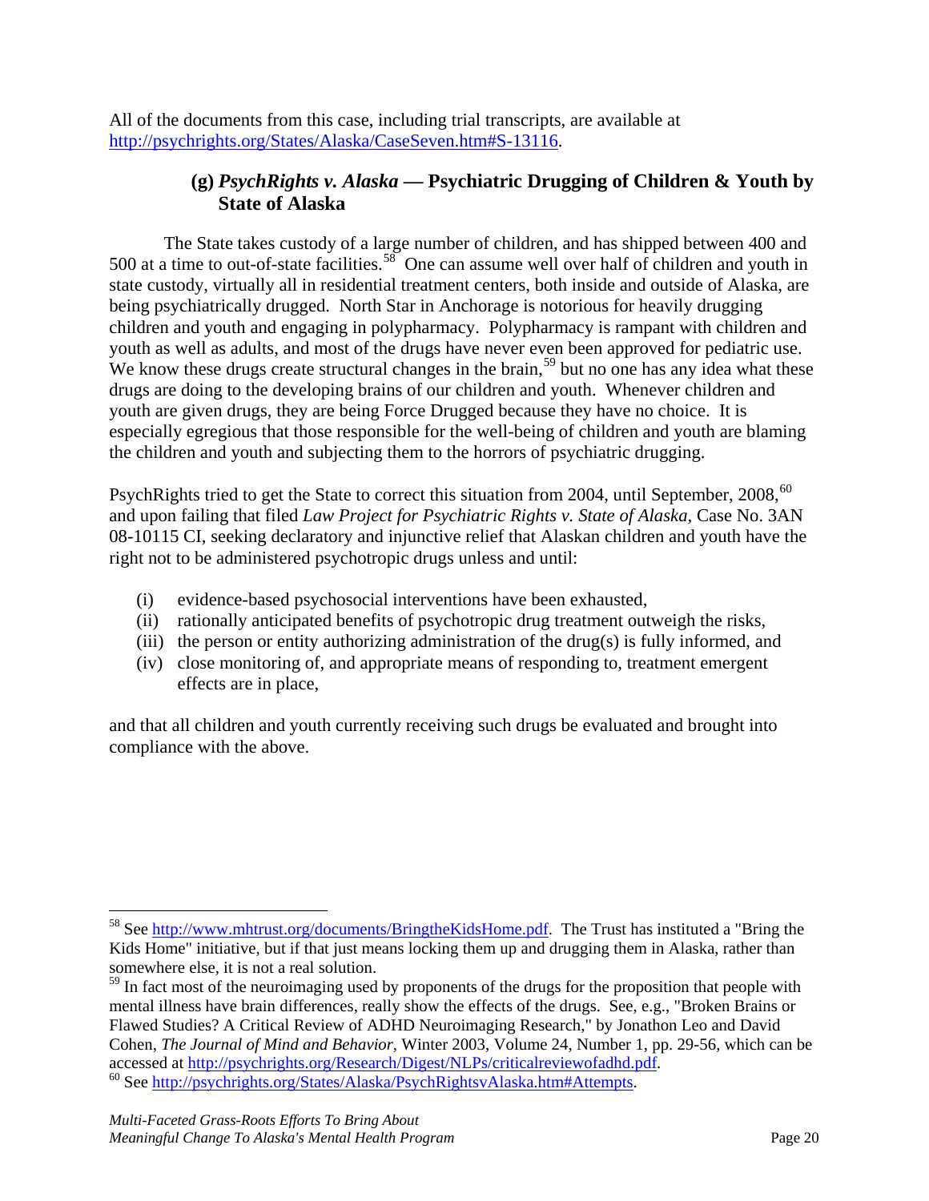All of the documents from this case, including trial transcripts, are available at http://psychrights.org/States/Alaska/CaseSeven.htm#S-13116.

### (g) *PsychRights v. Alaska* — Psychiatric Drugging of Children & Youth by State of Alaska

The State takes custody of a large number of children, and has shipped between 400 and 500 at a time to out-of-state facilities.[58] One can assume well over half of children and youth in state custody, virtually all in residential treatment centers, both inside and outside of Alaska, are being psychiatrically drugged. North Star in Anchorage is notorious for heavily drugging children and youth and engaging in polypharmacy. Polypharmacy is rampant with children and youth as well as adults, and most of the drugs have never even been approved for pediatric use. We know these drugs create structural changes in the brain,[59] but no one has any idea what these drugs are doing to the developing brains of our children and youth. Whenever children and youth are given drugs, they are being Force Drugged because they have no choice. It is especially egregious that those responsible for the well-being of children and youth are blaming the children and youth and subjecting them to the horrors of psychiatric drugging.

PsychRights tried to get the State to correct this situation from 2004, until September, 2008,[60] and upon failing that filed *Law Project for Psychiatric Rights v. State of Alaska*, Case No. 3AN 08-10115 CI, seeking declaratory and injunctive relief that Alaskan children and youth have the right not to be administered psychotropic drugs unless and until:

(i) evidence-based psychosocial interventions have been exhausted,
(ii) rationally anticipated benefits of psychotropic drug treatment outweigh the risks,
(iii) the person or entity authorizing administration of the drug(s) is fully informed, and
(iv) close monitoring of, and appropriate means of responding to, treatment emergent effects are in place,

and that all children and youth currently receiving such drugs be evaluated and brought into compliance with the above.

---

[58] See http://www.mhtrust.org/documents/BringtheKidsHome.pdf. The Trust has instituted a "Bring the Kids Home" initiative, but if that just means locking them up and drugging them in Alaska, rather than somewhere else, it is not a real solution.

[59] In fact most of the neuroimaging used by proponents of the drugs for the proposition that people with mental illness have brain differences, really show the effects of the drugs. See, e.g., "Broken Brains or Flawed Studies? A Critical Review of ADHD Neuroimaging Research," by Jonathon Leo and David Cohen, *The Journal of Mind and Behavior*, Winter 2003, Volume 24, Number 1, pp. 29-56, which can be accessed at http://psychrights.org/Research/Digest/NLPs/criticalreviewofadhd.pdf.

[60] See http://psychrights.org/States/Alaska/PsychRightsvAlaska.htm#Attempts.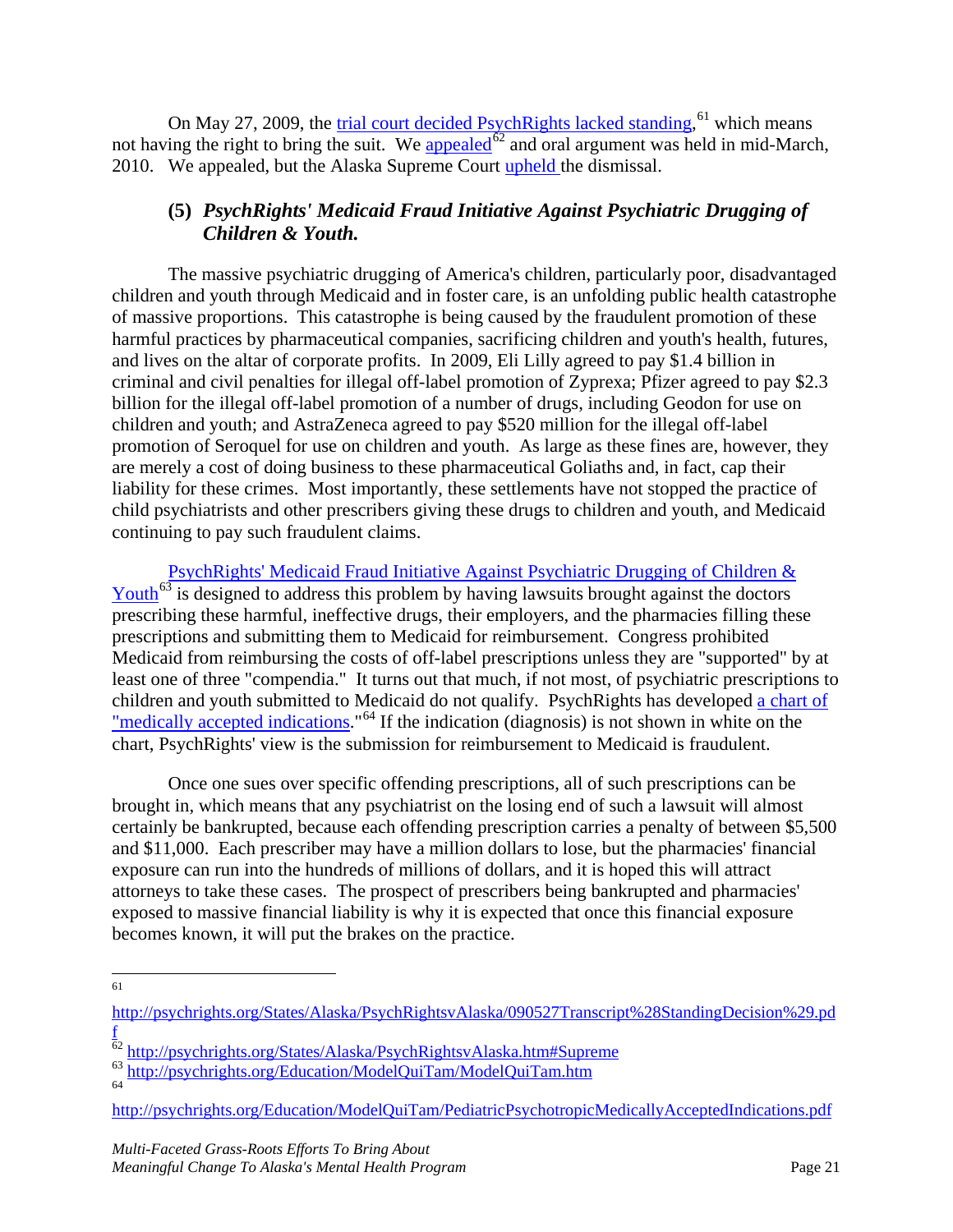On May 27, 2009, the trial court decided PsychRights lacked standing,[61] which means not having the right to bring the suit. We appealed[62] and oral argument was held in mid-March, 2010. We appealed, but the Alaska Supreme Court upheld the dismissal.

### (5) *PsychRights' Medicaid Fraud Initiative Against Psychiatric Drugging of Children & Youth.*

The massive psychiatric drugging of America's children, particularly poor, disadvantaged children and youth through Medicaid and in foster care, is an unfolding public health catastrophe of massive proportions. This catastrophe is being caused by the fraudulent promotion of these harmful practices by pharmaceutical companies, sacrificing children and youth's health, futures, and lives on the altar of corporate profits. In 2009, Eli Lilly agreed to pay $1.4 billion in criminal and civil penalties for illegal off-label promotion of Zyprexa; Pfizer agreed to pay $2.3 billion for the illegal off-label promotion of a number of drugs, including Geodon for use on children and youth; and AstraZeneca agreed to pay $520 million for the illegal off-label promotion of Seroquel for use on children and youth. As large as these fines are, however, they are merely a cost of doing business to these pharmaceutical Goliaths and, in fact, cap their liability for these crimes. Most importantly, these settlements have not stopped the practice of child psychiatrists and other prescribers giving these drugs to children and youth, and Medicaid continuing to pay such fraudulent claims.

PsychRights' Medicaid Fraud Initiative Against Psychiatric Drugging of Children & Youth[63] is designed to address this problem by having lawsuits brought against the doctors prescribing these harmful, ineffective drugs, their employers, and the pharmacies filling these prescriptions and submitting them to Medicaid for reimbursement. Congress prohibited Medicaid from reimbursing the costs of off-label prescriptions unless they are "supported" by at least one of three "compendia." It turns out that much, if not most, of psychiatric prescriptions to children and youth submitted to Medicaid do not qualify. PsychRights has developed a chart of "medically accepted indications."[64] If the indication (diagnosis) is not shown in white on the chart, PsychRights' view is the submission for reimbursement to Medicaid is fraudulent.

Once one sues over specific offending prescriptions, all of such prescriptions can be brought in, which means that any psychiatrist on the losing end of such a lawsuit will almost certainly be bankrupted, because each offending prescription carries a penalty of between $5,500 and $11,000. Each prescriber may have a million dollars to lose, but the pharmacies' financial exposure can run into the hundreds of millions of dollars, and it is hoped this will attract attorneys to take these cases. The prospect of prescribers being bankrupted and pharmacies' exposed to massive financial liability is why it is expected that once this financial exposure becomes known, it will put the brakes on the practice.

---

[61] http://psychrights.org/States/Alaska/PsychRightsvAlaska/090527Transcript%28StandingDecision%29.pdf

[62] http://psychrights.org/States/Alaska/PsychRightsvAlaska.htm#Supreme

[63] http://psychrights.org/Education/ModelQuiTam/ModelQuiTam.htm

[64] http://psychrights.org/Education/ModelQuiTam/PediatricPsychotropicMedicallyAcceptedIndications.pdf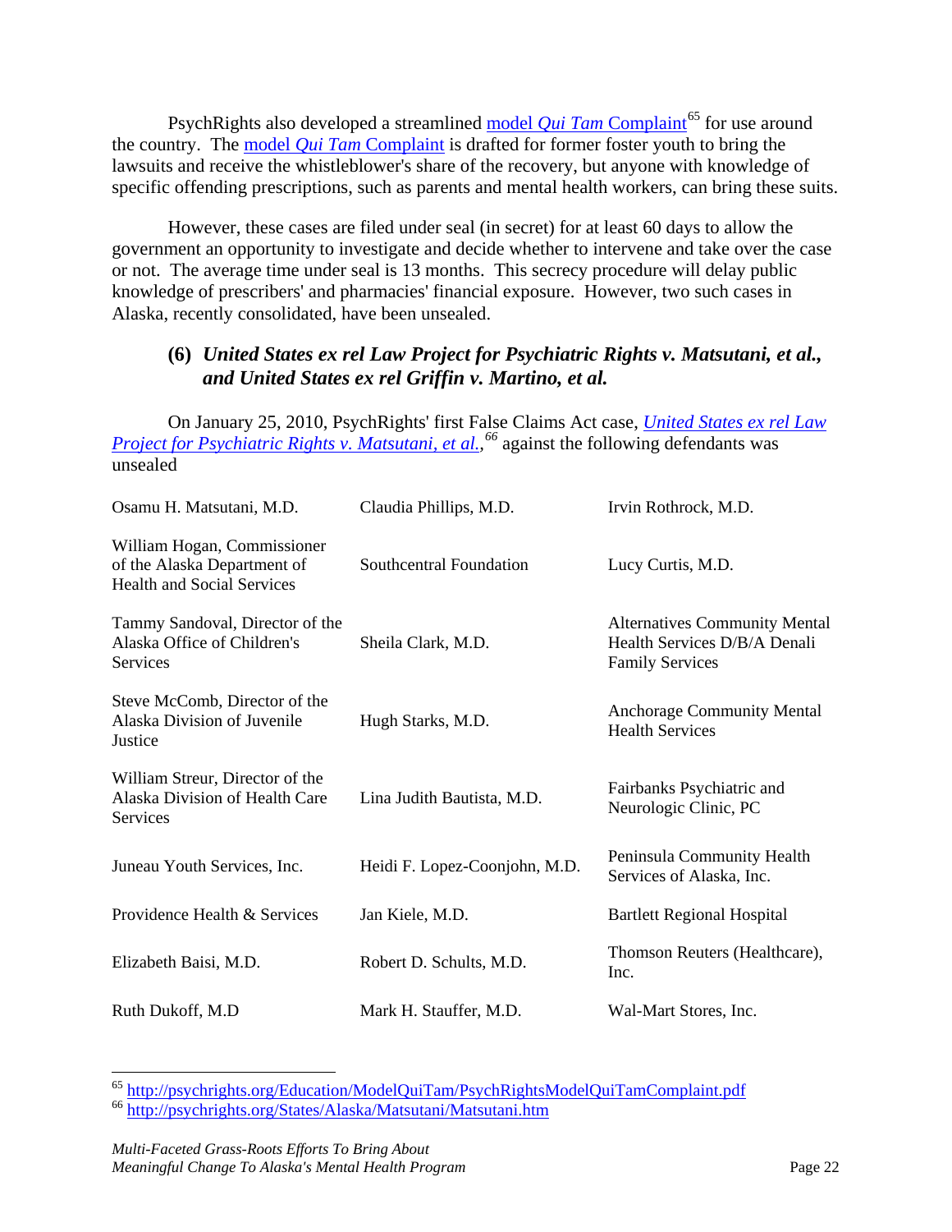PsychRights also developed a streamlined [model *Qui Tam* Complaint](http://psychrights.org/Education/ModelQuiTam/PsychRightsModelQuiTamComplaint.pdf)[65] for use around the country. The [model *Qui Tam* Complaint](http://psychrights.org/Education/ModelQuiTam/PsychRightsModelQuiTamComplaint.pdf) is drafted for former foster youth to bring the lawsuits and receive the whistleblower's share of the recovery, but anyone with knowledge of specific offending prescriptions, such as parents and mental health workers, can bring these suits.

However, these cases are filed under seal (in secret) for at least 60 days to allow the government an opportunity to investigate and decide whether to intervene and take over the case or not. The average time under seal is 13 months. This secrecy procedure will delay public knowledge of prescribers' and pharmacies' financial exposure. However, two such cases in Alaska, recently consolidated, have been unsealed.

### (6) *United States ex rel Law Project for Psychiatric Rights v. Matsutani, et al., and United States ex rel Griffin v. Martino, et al.*

On January 25, 2010, PsychRights' first False Claims Act case, [*United States ex rel Law Project for Psychiatric Rights v. Matsutani, et al.*](http://psychrights.org/States/Alaska/Matsutani/Matsutani.htm),[66] against the following defendants was unsealed

| | | |
|---|---|---|
| Osamu H. Matsutani, M.D. | Claudia Phillips, M.D. | Irvin Rothrock, M.D. |
| William Hogan, Commissioner of the Alaska Department of Health and Social Services | Southcentral Foundation | Lucy Curtis, M.D. |
| Tammy Sandoval, Director of the Alaska Office of Children's Services | Sheila Clark, M.D. | Alternatives Community Mental Health Services D/B/A Denali Family Services |
| Steve McComb, Director of the Alaska Division of Juvenile Justice | Hugh Starks, M.D. | Anchorage Community Mental Health Services |
| William Streur, Director of the Alaska Division of Health Care Services | Lina Judith Bautista, M.D. | Fairbanks Psychiatric and Neurologic Clinic, PC |
| Juneau Youth Services, Inc. | Heidi F. Lopez-Coonjohn, M.D. | Peninsula Community Health Services of Alaska, Inc. |
| Providence Health & Services | Jan Kiele, M.D. | Bartlett Regional Hospital |
| Elizabeth Baisi, M.D. | Robert D. Schults, M.D. | Thomson Reuters (Healthcare), Inc. |
| Ruth Dukoff, M.D | Mark H. Stauffer, M.D. | Wal-Mart Stores, Inc. |

---

[65] http://psychrights.org/Education/ModelQuiTam/PsychRightsModelQuiTamComplaint.pdf

[66] http://psychrights.org/States/Alaska/Matsutani/Matsutani.htm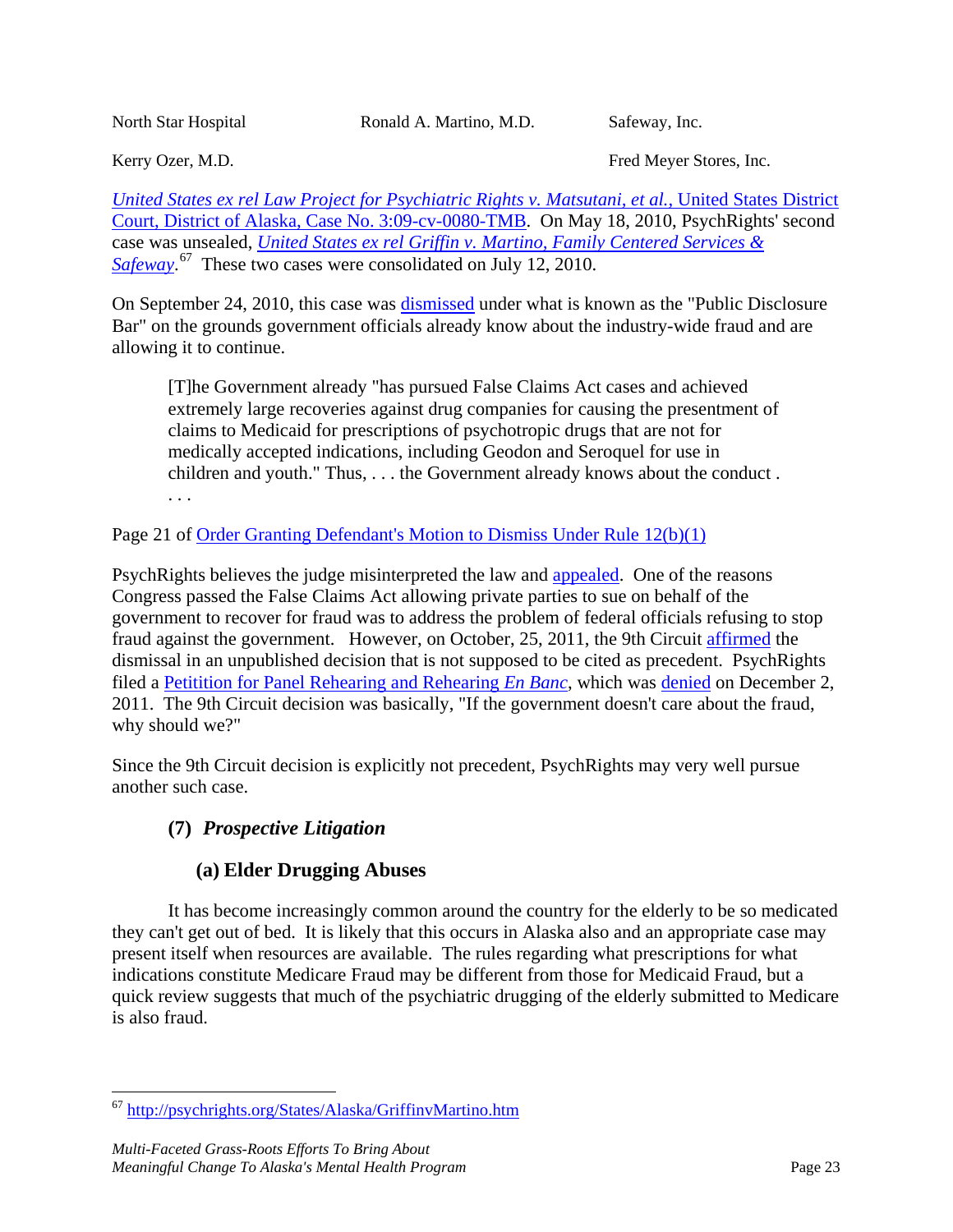| North Star Hospital | Ronald A. Martino, M.D. | Safeway, Inc. |
|---|---|---|
| Kerry Ozer, M.D. | | Fred Meyer Stores, Inc. |

*United States ex rel Law Project for Psychiatric Rights v. Matsutani, et al.*, United States District Court, District of Alaska, Case No. 3:09-cv-0080-TMB. On May 18, 2010, PsychRights' second case was unsealed, *United States ex rel Griffin v. Martino, Family Centered Services & Safeway*.[67] These two cases were consolidated on July 12, 2010.

On September 24, 2010, this case was dismissed under what is known as the "Public Disclosure Bar" on the grounds government officials already know about the industry-wide fraud and are allowing it to continue.

> [T]he Government already "has pursued False Claims Act cases and achieved extremely large recoveries against drug companies for causing the presentment of claims to Medicaid for prescriptions of psychotropic drugs that are not for medically accepted indications, including Geodon and Seroquel for use in children and youth." Thus, . . . the Government already knows about the conduct . . . .

Page 21 of Order Granting Defendant's Motion to Dismiss Under Rule 12(b)(1)

PsychRights believes the judge misinterpreted the law and appealed. One of the reasons Congress passed the False Claims Act allowing private parties to sue on behalf of the government to recover for fraud was to address the problem of federal officials refusing to stop fraud against the government. However, on October, 25, 2011, the 9th Circuit affirmed the dismissal in an unpublished decision that is not supposed to be cited as precedent. PsychRights filed a Petitition for Panel Rehearing and Rehearing *En Banc*, which was denied on December 2, 2011. The 9th Circuit decision was basically, "If the government doesn't care about the fraud, why should we?"

Since the 9th Circuit decision is explicitly not precedent, PsychRights may very well pursue another such case.

### (7) *Prospective Litigation*

#### (a) Elder Drugging Abuses

It has become increasingly common around the country for the elderly to be so medicated they can't get out of bed. It is likely that this occurs in Alaska also and an appropriate case may present itself when resources are available. The rules regarding what prescriptions for what indications constitute Medicare Fraud may be different from those for Medicaid Fraud, but a quick review suggests that much of the psychiatric drugging of the elderly submitted to Medicare is also fraud.

---

[67] http://psychrights.org/States/Alaska/GriffinvMartino.htm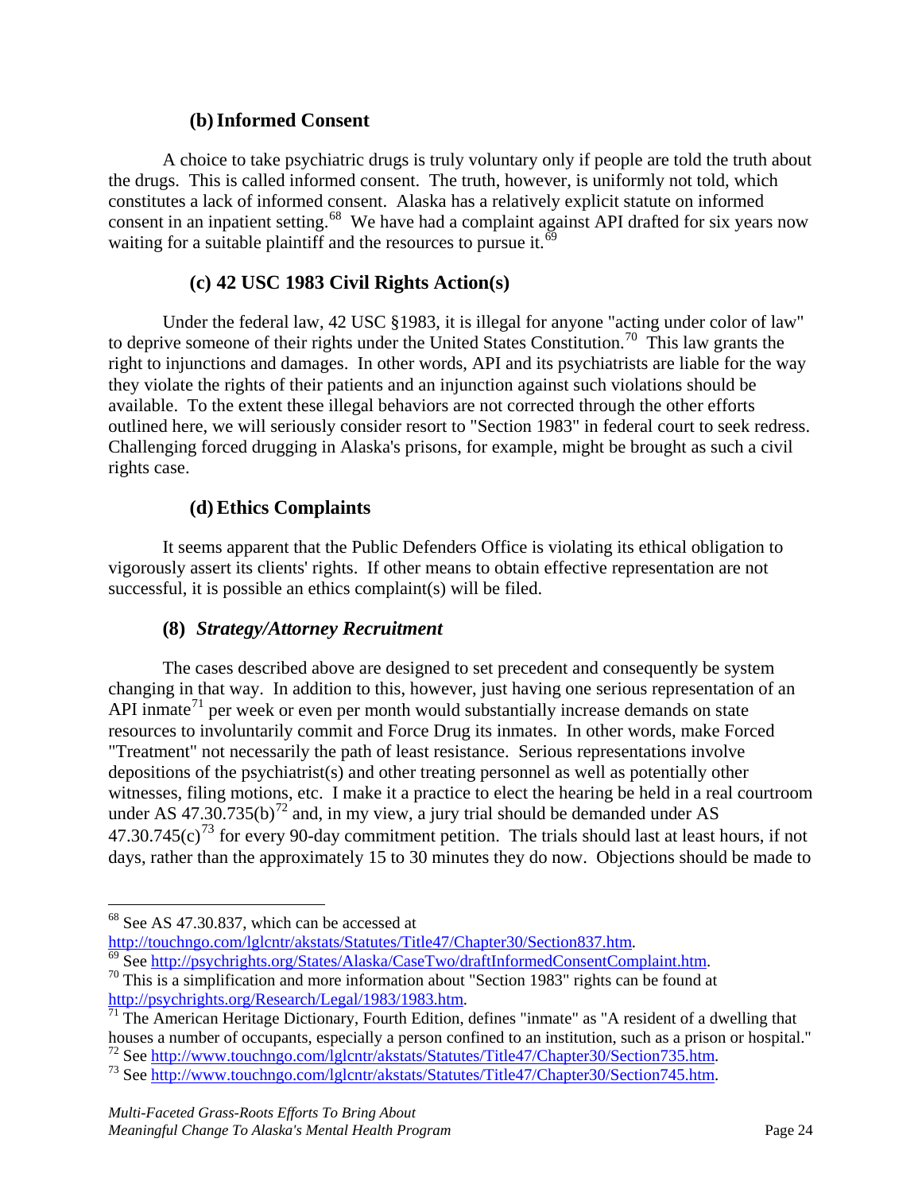### (b) Informed Consent

A choice to take psychiatric drugs is truly voluntary only if people are told the truth about the drugs. This is called informed consent. The truth, however, is uniformly not told, which constitutes a lack of informed consent. Alaska has a relatively explicit statute on informed consent in an inpatient setting.[68] We have had a complaint against API drafted for six years now waiting for a suitable plaintiff and the resources to pursue it.[69]

### (c) 42 USC 1983 Civil Rights Action(s)

Under the federal law, 42 USC §1983, it is illegal for anyone "acting under color of law" to deprive someone of their rights under the United States Constitution.[70] This law grants the right to injunctions and damages. In other words, API and its psychiatrists are liable for the way they violate the rights of their patients and an injunction against such violations should be available. To the extent these illegal behaviors are not corrected through the other efforts outlined here, we will seriously consider resort to "Section 1983" in federal court to seek redress. Challenging forced drugging in Alaska's prisons, for example, might be brought as such a civil rights case.

### (d) Ethics Complaints

It seems apparent that the Public Defenders Office is violating its ethical obligation to vigorously assert its clients' rights. If other means to obtain effective representation are not successful, it is possible an ethics complaint(s) will be filed.

### (8) *Strategy/Attorney Recruitment*

The cases described above are designed to set precedent and consequently be system changing in that way. In addition to this, however, just having one serious representation of an API inmate[71] per week or even per month would substantially increase demands on state resources to involuntarily commit and Force Drug its inmates. In other words, make Forced "Treatment" not necessarily the path of least resistance. Serious representations involve depositions of the psychiatrist(s) and other treating personnel as well as potentially other witnesses, filing motions, etc. I make it a practice to elect the hearing be held in a real courtroom under AS 47.30.735(b)[72] and, in my view, a jury trial should be demanded under AS 47.30.745(c)[73] for every 90-day commitment petition. The trials should last at least hours, if not days, rather than the approximately 15 to 30 minutes they do now. Objections should be made to

---

[68] See AS 47.30.837, which can be accessed at http://touchngo.com/lglcntr/akstats/Statutes/Title47/Chapter30/Section837.htm.

[69] See http://psychrights.org/States/Alaska/CaseTwo/draftInformedConsentComplaint.htm.

[70] This is a simplification and more information about "Section 1983" rights can be found at http://psychrights.org/Research/Legal/1983/1983.htm.

[71] The American Heritage Dictionary, Fourth Edition, defines "inmate" as "A resident of a dwelling that houses a number of occupants, especially a person confined to an institution, such as a prison or hospital."

[72] See http://www.touchngo.com/lglcntr/akstats/Statutes/Title47/Chapter30/Section735.htm.

[73] See http://www.touchngo.com/lglcntr/akstats/Statutes/Title47/Chapter30/Section745.htm.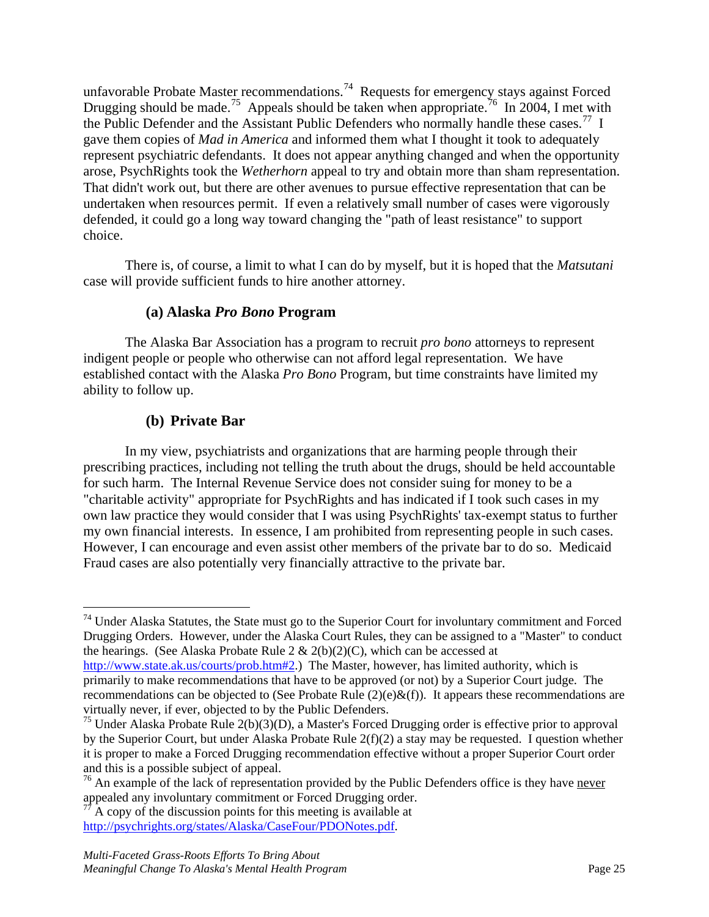unfavorable Probate Master recommendations.[74] Requests for emergency stays against Forced Drugging should be made.[75] Appeals should be taken when appropriate.[76] In 2004, I met with the Public Defender and the Assistant Public Defenders who normally handle these cases.[77] I gave them copies of *Mad in America* and informed them what I thought it took to adequately represent psychiatric defendants. It does not appear anything changed and when the opportunity arose, PsychRights took the *Wetherhorn* appeal to try and obtain more than sham representation. That didn't work out, but there are other avenues to pursue effective representation that can be undertaken when resources permit. If even a relatively small number of cases were vigorously defended, it could go a long way toward changing the "path of least resistance" to support choice.

There is, of course, a limit to what I can do by myself, but it is hoped that the *Matsutani* case will provide sufficient funds to hire another attorney.

### (a) Alaska *Pro Bono* Program

The Alaska Bar Association has a program to recruit *pro bono* attorneys to represent indigent people or people who otherwise can not afford legal representation. We have established contact with the Alaska *Pro Bono* Program, but time constraints have limited my ability to follow up.

### (b) Private Bar

In my view, psychiatrists and organizations that are harming people through their prescribing practices, including not telling the truth about the drugs, should be held accountable for such harm. The Internal Revenue Service does not consider suing for money to be a "charitable activity" appropriate for PsychRights and has indicated if I took such cases in my own law practice they would consider that I was using PsychRights' tax-exempt status to further my own financial interests. In essence, I am prohibited from representing people in such cases. However, I can encourage and even assist other members of the private bar to do so. Medicaid Fraud cases are also potentially very financially attractive to the private bar.

---

[74] Under Alaska Statutes, the State must go to the Superior Court for involuntary commitment and Forced Drugging Orders. However, under the Alaska Court Rules, they can be assigned to a "Master" to conduct the hearings. (See Alaska Probate Rule 2 & 2(b)(2)(C), which can be accessed at http://www.state.ak.us/courts/prob.htm#2.) The Master, however, has limited authority, which is primarily to make recommendations that have to be approved (or not) by a Superior Court judge. The recommendations can be objected to (See Probate Rule (2)(e)&(f)). It appears these recommendations are virtually never, if ever, objected to by the Public Defenders.

[75] Under Alaska Probate Rule 2(b)(3)(D), a Master's Forced Drugging order is effective prior to approval by the Superior Court, but under Alaska Probate Rule 2(f)(2) a stay may be requested. I question whether it is proper to make a Forced Drugging recommendation effective without a proper Superior Court order and this is a possible subject of appeal.

[76] An example of the lack of representation provided by the Public Defenders office is they have never appealed any involuntary commitment or Forced Drugging order.

[77] A copy of the discussion points for this meeting is available at http://psychrights.org/states/Alaska/CaseFour/PDONotes.pdf.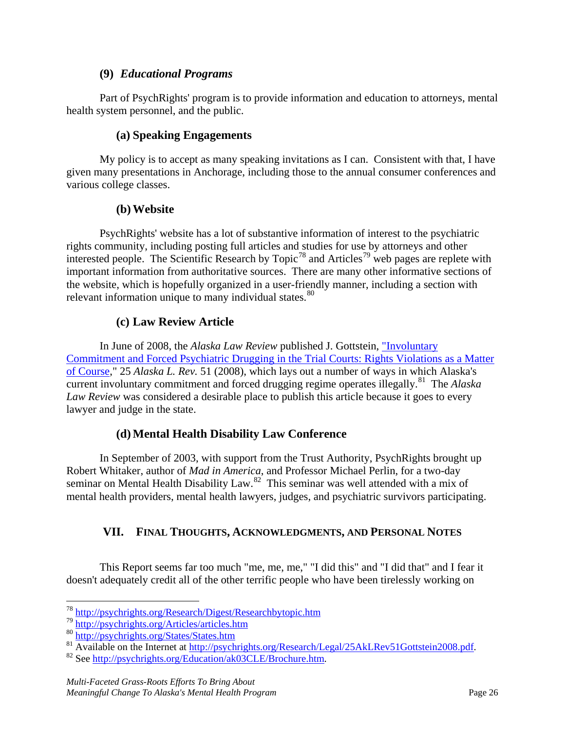### (9) *Educational Programs*

Part of PsychRights' program is to provide information and education to attorneys, mental health system personnel, and the public.

#### (a) Speaking Engagements

My policy is to accept as many speaking invitations as I can. Consistent with that, I have given many presentations in Anchorage, including those to the annual consumer conferences and various college classes.

#### (b) Website

PsychRights' website has a lot of substantive information of interest to the psychiatric rights community, including posting full articles and studies for use by attorneys and other interested people. The Scientific Research by Topic[78] and Articles[79] web pages are replete with important information from authoritative sources. There are many other informative sections of the website, which is hopefully organized in a user-friendly manner, including a section with relevant information unique to many individual states.[80]

#### (c) Law Review Article

In June of 2008, the *Alaska Law Review* published J. Gottstein, "Involuntary Commitment and Forced Psychiatric Drugging in the Trial Courts: Rights Violations as a Matter of Course," 25 *Alaska L. Rev.* 51 (2008), which lays out a number of ways in which Alaska's current involuntary commitment and forced drugging regime operates illegally.[81] The *Alaska Law Review* was considered a desirable place to publish this article because it goes to every lawyer and judge in the state.

#### (d) Mental Health Disability Law Conference

In September of 2003, with support from the Trust Authority, PsychRights brought up Robert Whitaker, author of *Mad in America*, and Professor Michael Perlin, for a two-day seminar on Mental Health Disability Law.[82] This seminar was well attended with a mix of mental health providers, mental health lawyers, judges, and psychiatric survivors participating.

## VII. Final Thoughts, Acknowledgments, and Personal Notes

This Report seems far too much "me, me, me," "I did this" and "I did that" and I fear it doesn't adequately credit all of the other terrific people who have been tirelessly working on

---

[78] http://psychrights.org/Research/Digest/Researchbytopic.htm

[79] http://psychrights.org/Articles/articles.htm

[80] http://psychrights.org/States/States.htm

[81] Available on the Internet at http://psychrights.org/Research/Legal/25AkLRev51Gottstein2008.pdf.

[82] See http://psychrights.org/Education/ak03CLE/Brochure.htm.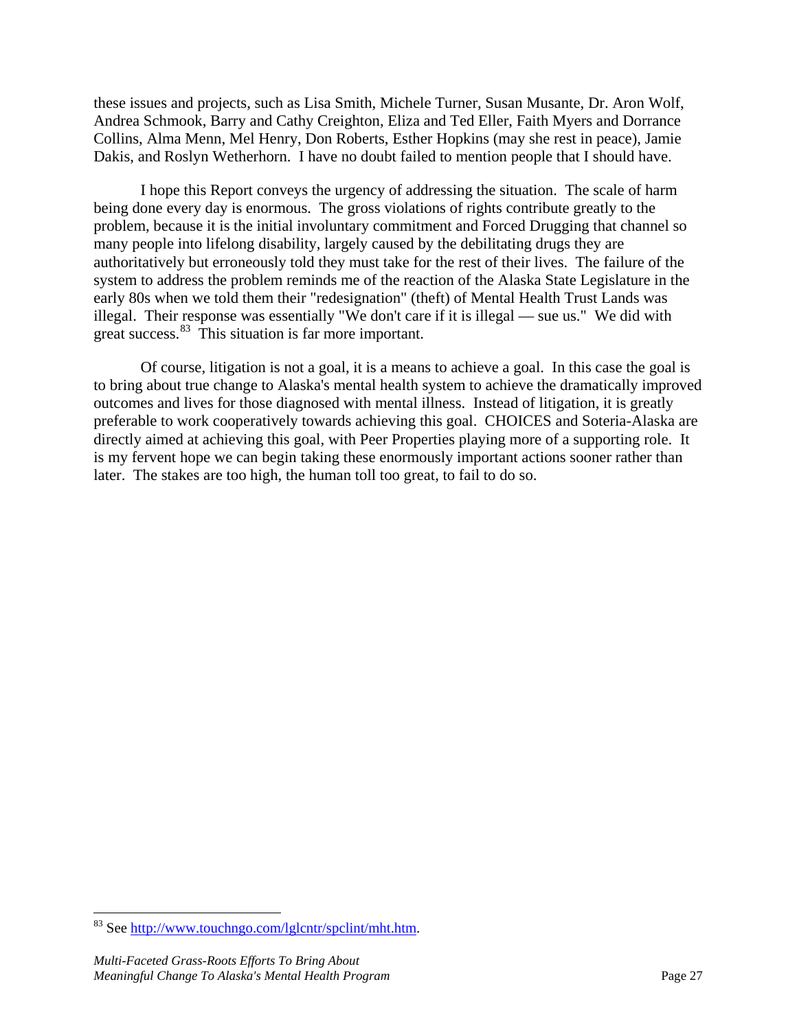these issues and projects, such as Lisa Smith, Michele Turner, Susan Musante, Dr. Aron Wolf, Andrea Schmook, Barry and Cathy Creighton, Eliza and Ted Eller, Faith Myers and Dorrance Collins, Alma Menn, Mel Henry, Don Roberts, Esther Hopkins (may she rest in peace), Jamie Dakis, and Roslyn Wetherhorn. I have no doubt failed to mention people that I should have.

I hope this Report conveys the urgency of addressing the situation. The scale of harm being done every day is enormous. The gross violations of rights contribute greatly to the problem, because it is the initial involuntary commitment and Forced Drugging that channel so many people into lifelong disability, largely caused by the debilitating drugs they are authoritatively but erroneously told they must take for the rest of their lives. The failure of the system to address the problem reminds me of the reaction of the Alaska State Legislature in the early 80s when we told them their "redesignation" (theft) of Mental Health Trust Lands was illegal. Their response was essentially "We don't care if it is illegal — sue us." We did with great success.[83] This situation is far more important.

Of course, litigation is not a goal, it is a means to achieve a goal. In this case the goal is to bring about true change to Alaska's mental health system to achieve the dramatically improved outcomes and lives for those diagnosed with mental illness. Instead of litigation, it is greatly preferable to work cooperatively towards achieving this goal. CHOICES and Soteria-Alaska are directly aimed at achieving this goal, with Peer Properties playing more of a supporting role. It is my fervent hope we can begin taking these enormously important actions sooner rather than later. The stakes are too high, the human toll too great, to fail to do so.

---

[83] See http://www.touchngo.com/lglcntr/spclint/mht.htm.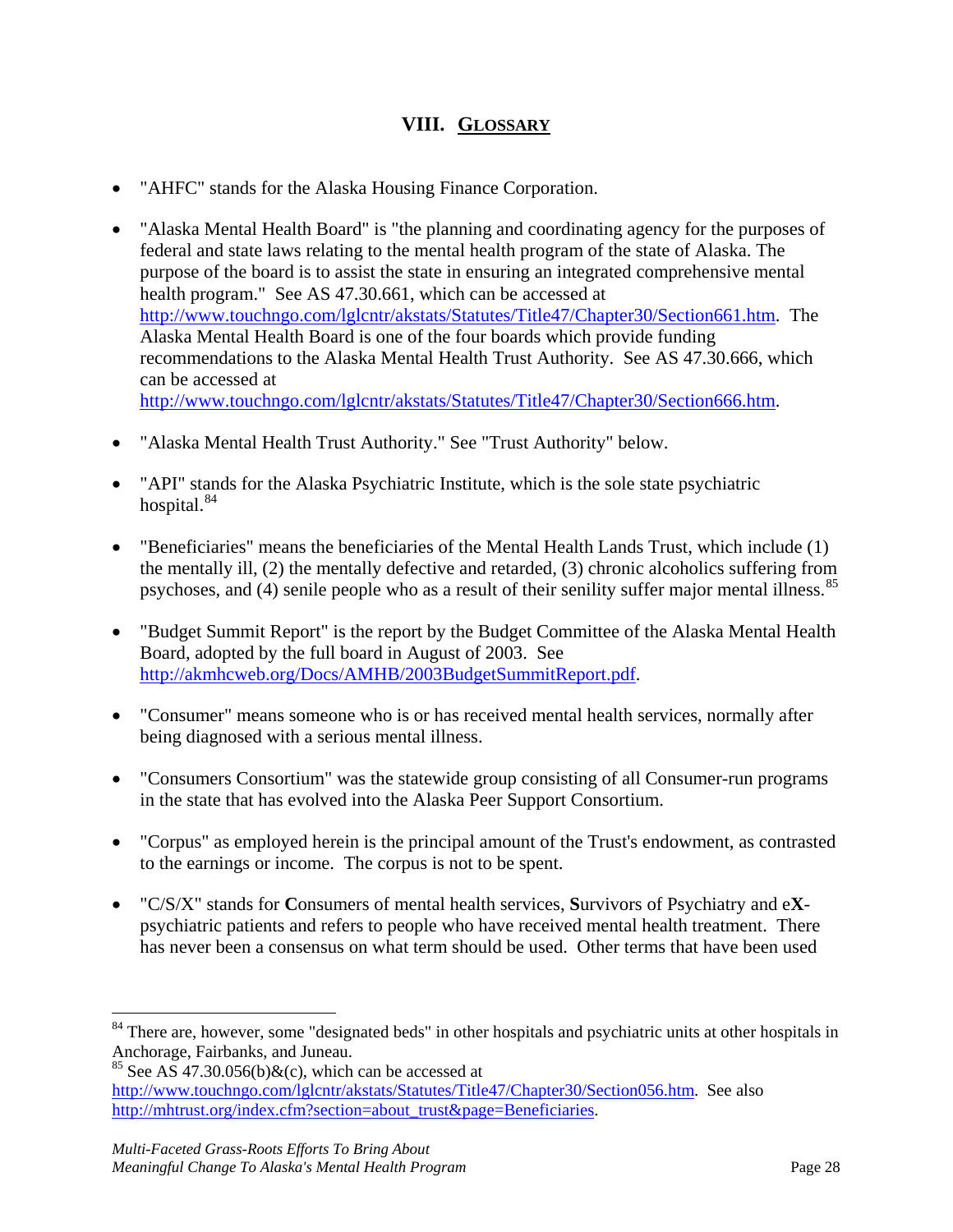## VIII. GLOSSARY

- "AHFC" stands for the Alaska Housing Finance Corporation.

- "Alaska Mental Health Board" is "the planning and coordinating agency for the purposes of federal and state laws relating to the mental health program of the state of Alaska. The purpose of the board is to assist the state in ensuring an integrated comprehensive mental health program." See AS 47.30.661, which can be accessed at http://www.touchngo.com/lglcntr/akstats/Statutes/Title47/Chapter30/Section661.htm. The Alaska Mental Health Board is one of the four boards which provide funding recommendations to the Alaska Mental Health Trust Authority. See AS 47.30.666, which can be accessed at http://www.touchngo.com/lglcntr/akstats/Statutes/Title47/Chapter30/Section666.htm.

- "Alaska Mental Health Trust Authority." See "Trust Authority" below.

- "API" stands for the Alaska Psychiatric Institute, which is the sole state psychiatric hospital.[84]

- "Beneficiaries" means the beneficiaries of the Mental Health Lands Trust, which include (1) the mentally ill, (2) the mentally defective and retarded, (3) chronic alcoholics suffering from psychoses, and (4) senile people who as a result of their senility suffer major mental illness.[85]

- "Budget Summit Report" is the report by the Budget Committee of the Alaska Mental Health Board, adopted by the full board in August of 2003. See http://akmhcweb.org/Docs/AMHB/2003BudgetSummitReport.pdf.

- "Consumer" means someone who is or has received mental health services, normally after being diagnosed with a serious mental illness.

- "Consumers Consortium" was the statewide group consisting of all Consumer-run programs in the state that has evolved into the Alaska Peer Support Consortium.

- "Corpus" as employed herein is the principal amount of the Trust's endowment, as contrasted to the earnings or income. The corpus is not to be spent.

- "C/S/X" stands for **C**onsumers of mental health services, **S**urvivors of Psychiatry and e**X**-psychiatric patients and refers to people who have received mental health treatment. There has never been a consensus on what term should be used. Other terms that have been used

---

[84] There are, however, some "designated beds" in other hospitals and psychiatric units at other hospitals in Anchorage, Fairbanks, and Juneau.

[85] See AS 47.30.056(b)&(c), which can be accessed at http://www.touchngo.com/lglcntr/akstats/Statutes/Title47/Chapter30/Section056.htm. See also http://mhtrust.org/index.cfm?section=about_trust&page=Beneficiaries.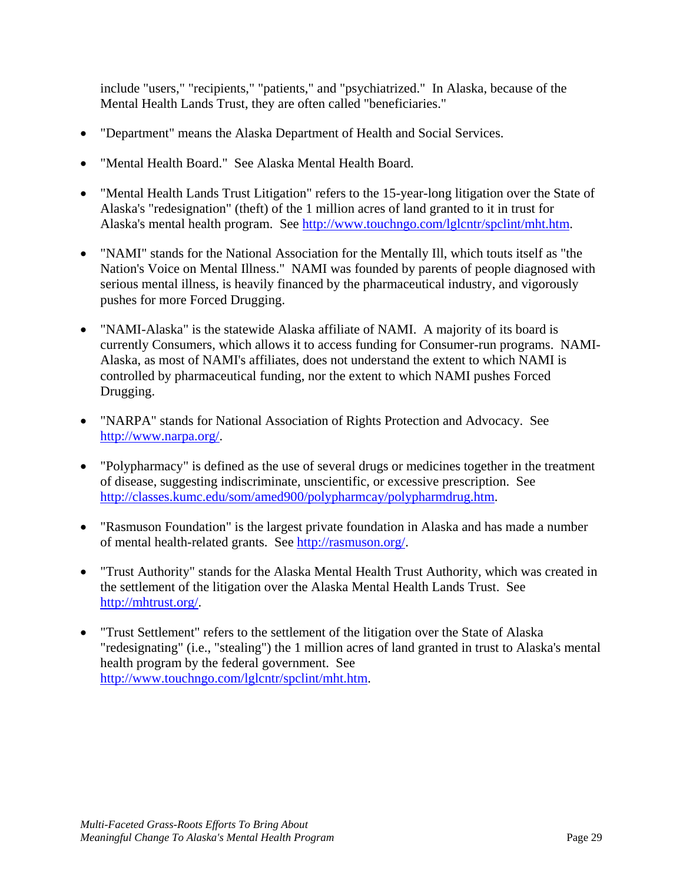include "users," "recipients," "patients," and "psychiatrized." In Alaska, because of the Mental Health Lands Trust, they are often called "beneficiaries."

- "Department" means the Alaska Department of Health and Social Services.
- "Mental Health Board." See Alaska Mental Health Board.
- "Mental Health Lands Trust Litigation" refers to the 15-year-long litigation over the State of Alaska's "redesignation" (theft) of the 1 million acres of land granted to it in trust for Alaska's mental health program. See http://www.touchngo.com/lglcntr/spclint/mht.htm.
- "NAMI" stands for the National Association for the Mentally Ill, which touts itself as "the Nation's Voice on Mental Illness." NAMI was founded by parents of people diagnosed with serious mental illness, is heavily financed by the pharmaceutical industry, and vigorously pushes for more Forced Drugging.
- "NAMI-Alaska" is the statewide Alaska affiliate of NAMI. A majority of its board is currently Consumers, which allows it to access funding for Consumer-run programs. NAMI-Alaska, as most of NAMI's affiliates, does not understand the extent to which NAMI is controlled by pharmaceutical funding, nor the extent to which NAMI pushes Forced Drugging.
- "NARPA" stands for National Association of Rights Protection and Advocacy. See http://www.narpa.org/.
- "Polypharmacy" is defined as the use of several drugs or medicines together in the treatment of disease, suggesting indiscriminate, unscientific, or excessive prescription. See http://classes.kumc.edu/som/amed900/polypharmcay/polypharmdrug.htm.
- "Rasmuson Foundation" is the largest private foundation in Alaska and has made a number of mental health-related grants. See http://rasmuson.org/.
- "Trust Authority" stands for the Alaska Mental Health Trust Authority, which was created in the settlement of the litigation over the Alaska Mental Health Lands Trust. See http://mhtrust.org/.
- "Trust Settlement" refers to the settlement of the litigation over the State of Alaska "redesignating" (i.e., "stealing") the 1 million acres of land granted in trust to Alaska's mental health program by the federal government. See http://www.touchngo.com/lglcntr/spclint/mht.htm.